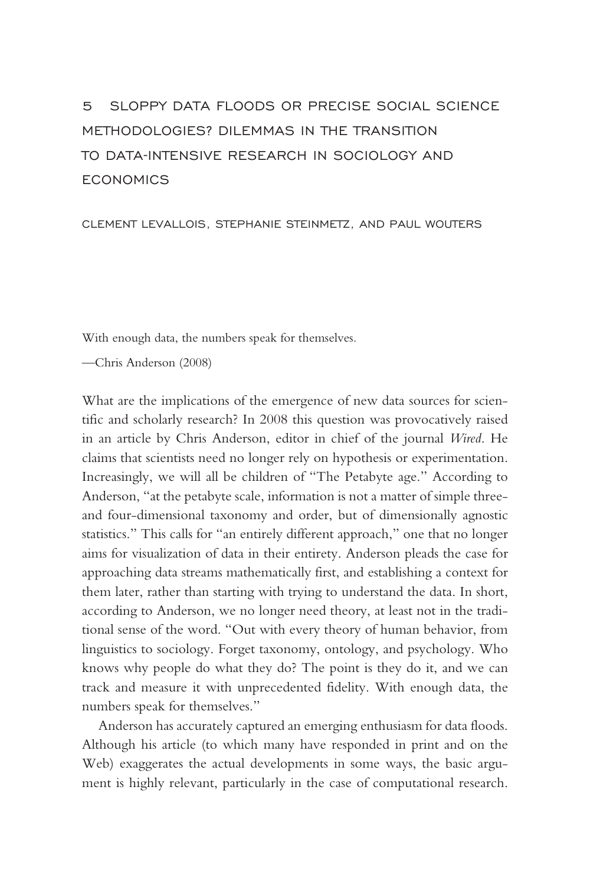# 5 Sloppy Data Floods or Precise Social Science Methodologies? Dilemmas in the Transition to Data-Intensive Research in Sociology and Economics

Clement Levallois, Stephanie Steinmetz, and Paul Wouters

With enough data, the numbers speak for themselves.

—Chris Anderson (2008)

What are the implications of the emergence of new data sources for scientific and scholarly research? In 2008 this question was provocatively raised in an article by Chris Anderson, editor in chief of the journal *Wired*. He claims that scientists need no longer rely on hypothesis or experimentation. Increasingly, we will all be children of "The Petabyte age." According to Anderson, "at the petabyte scale, information is not a matter of simple three- and four-dimensional taxonomy and order, but of dimensionally agnostic statistics." This calls for "an entirely different approach," one that no longer aims for visualization of data in their entirety. Anderson pleads the case for approaching data streams mathematically first, and establishing a context for them later, rather than starting with trying to understand the data. In short, according to Anderson, we no longer need theory, at least not in the traditional sense of the word. "Out with every theory of human behavior, from linguistics to sociology. Forget taxonomy, ontology, and psychology. Who knows why people do what they do? The point is they do it, and we can track and measure it with unprecedented fidelity. With enough data, the numbers speak for themselves."

Anderson has accurately captured an emerging enthusiasm for data floods. Although his article (to which many have responded in print and on the Web) exaggerates the actual developments in some ways, the basic argument is highly relevant, particularly in the case of computational research.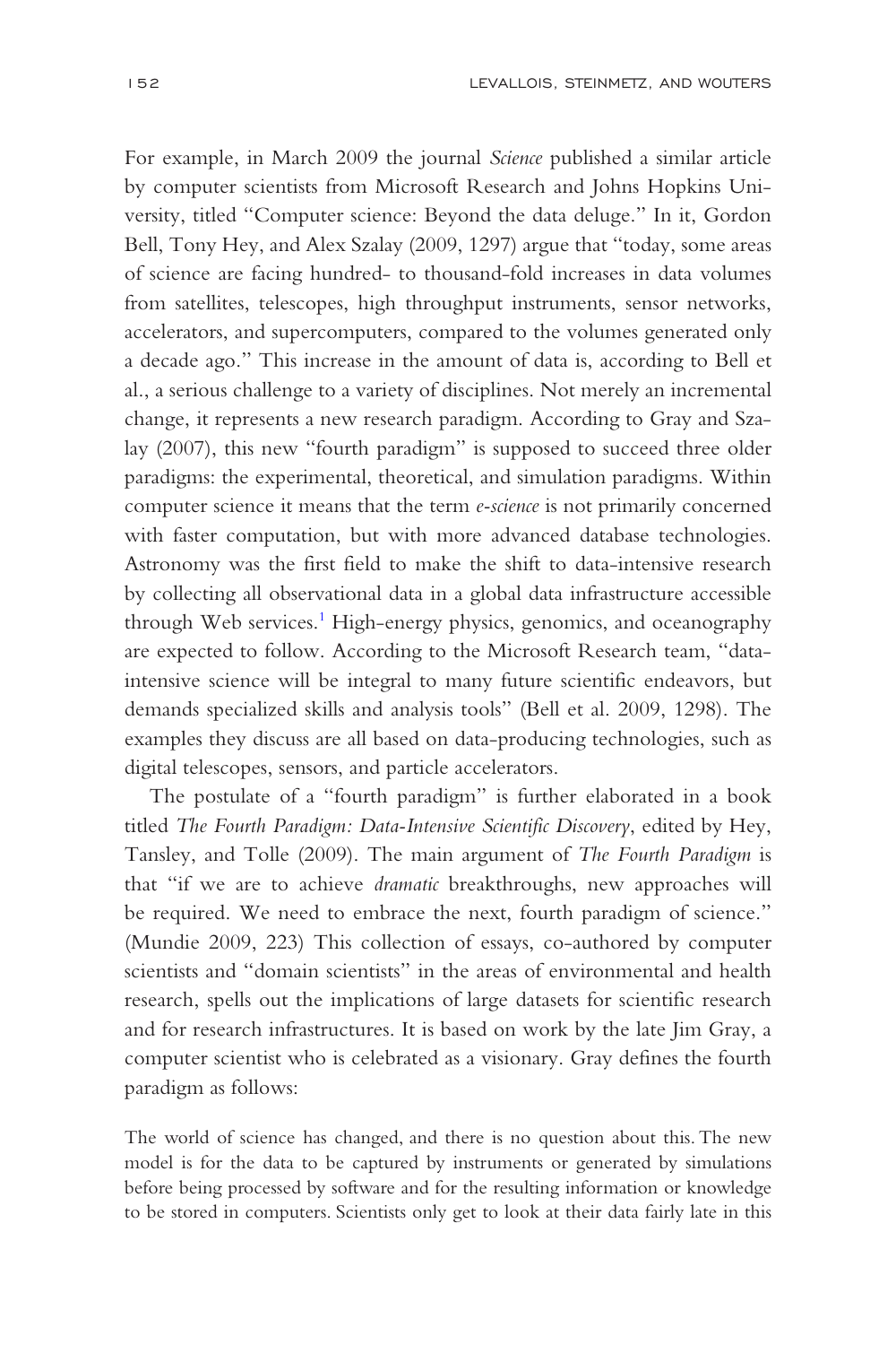For example, in March 2009 the journal *Science* published a similar article by computer scientists from Microsoft Research and Johns Hopkins University, titled "Computer science: Beyond the data deluge." In it, Gordon Bell, Tony Hey, and Alex Szalay (2009, 1297) argue that "today, some areas of science are facing hundred- to thousand-fold increases in data volumes from satellites, telescopes, high throughput instruments, sensor networks, accelerators, and supercomputers, compared to the volumes generated only a decade ago." This increase in the amount of data is, according to Bell et al., a serious challenge to a variety of disciplines. Not merely an incremental change, it represents a new research paradigm. According to Gray and Szalay (2007), this new "fourth paradigm" is supposed to succeed three older paradigms: the experimental, theoretical, and simulation paradigms. Within computer science it means that the term *e-science* is not primarily concerned with faster computation, but with more advanced database technologies. Astronomy was the first field to make the shift to data-intensive research by collecting all observational data in a global data infrastructure accessible through Web services.[1] High-energy physics, genomics, and oceanography are expected to follow. According to the Microsoft Research team, "data-intensive science will be integral to many future scientific endeavors, but demands specialized skills and analysis tools" (Bell et al. 2009, 1298). The examples they discuss are all based on data-producing technologies, such as digital telescopes, sensors, and particle accelerators.

The postulate of a "fourth paradigm" is further elaborated in a book titled *The Fourth Paradigm: Data-Intensive Scientific Discovery*, edited by Hey, Tansley, and Tolle (2009). The main argument of *The Fourth Paradigm* is that "if we are to achieve *dramatic* breakthroughs, new approaches will be required. We need to embrace the next, fourth paradigm of science." (Mundie 2009, 223) This collection of essays, co-authored by computer scientists and "domain scientists" in the areas of environmental and health research, spells out the implications of large datasets for scientific research and for research infrastructures. It is based on work by the late Jim Gray, a computer scientist who is celebrated as a visionary. Gray defines the fourth paradigm as follows:

> The world of science has changed, and there is no question about this. The new model is for the data to be captured by instruments or generated by simulations before being processed by software and for the resulting information or knowledge to be stored in computers. Scientists only get to look at their data fairly late in this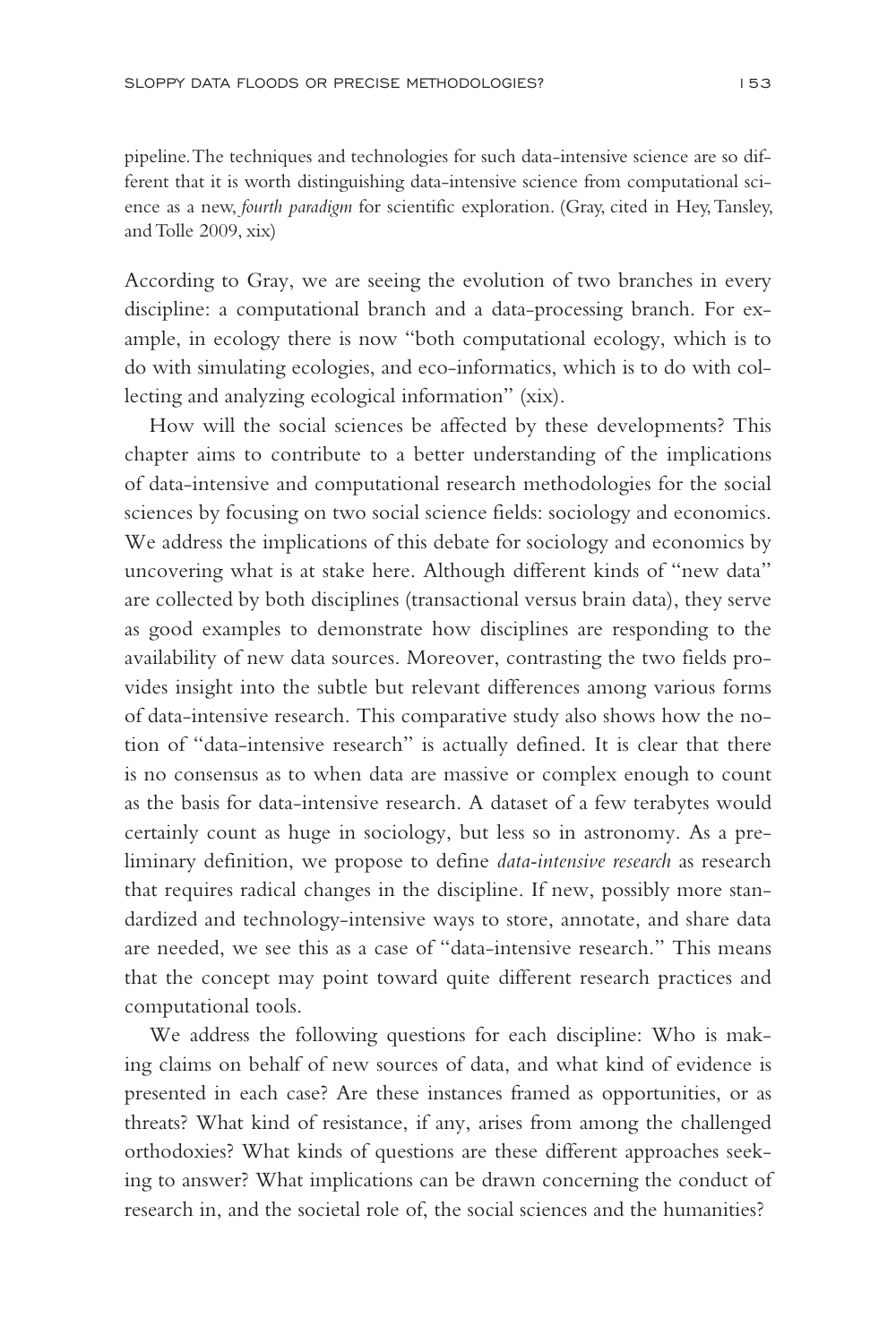pipeline. The techniques and technologies for such data-intensive science are so different that it is worth distinguishing data-intensive science from computational science as a new, *fourth paradigm* for scientific exploration. (Gray, cited in Hey, Tansley, and Tolle 2009, xix)

According to Gray, we are seeing the evolution of two branches in every discipline: a computational branch and a data-processing branch. For example, in ecology there is now "both computational ecology, which is to do with simulating ecologies, and eco-informatics, which is to do with collecting and analyzing ecological information" (xix).

How will the social sciences be affected by these developments? This chapter aims to contribute to a better understanding of the implications of data-intensive and computational research methodologies for the social sciences by focusing on two social science fields: sociology and economics. We address the implications of this debate for sociology and economics by uncovering what is at stake here. Although different kinds of "new data" are collected by both disciplines (transactional versus brain data), they serve as good examples to demonstrate how disciplines are responding to the availability of new data sources. Moreover, contrasting the two fields provides insight into the subtle but relevant differences among various forms of data-intensive research. This comparative study also shows how the notion of "data-intensive research" is actually defined. It is clear that there is no consensus as to when data are massive or complex enough to count as the basis for data-intensive research. A dataset of a few terabytes would certainly count as huge in sociology, but less so in astronomy. As a preliminary definition, we propose to define *data-intensive research* as research that requires radical changes in the discipline. If new, possibly more standardized and technology-intensive ways to store, annotate, and share data are needed, we see this as a case of "data-intensive research." This means that the concept may point toward quite different research practices and computational tools.

We address the following questions for each discipline: Who is making claims on behalf of new sources of data, and what kind of evidence is presented in each case? Are these instances framed as opportunities, or as threats? What kind of resistance, if any, arises from among the challenged orthodoxies? What kinds of questions are these different approaches seeking to answer? What implications can be drawn concerning the conduct of research in, and the societal role of, the social sciences and the humanities?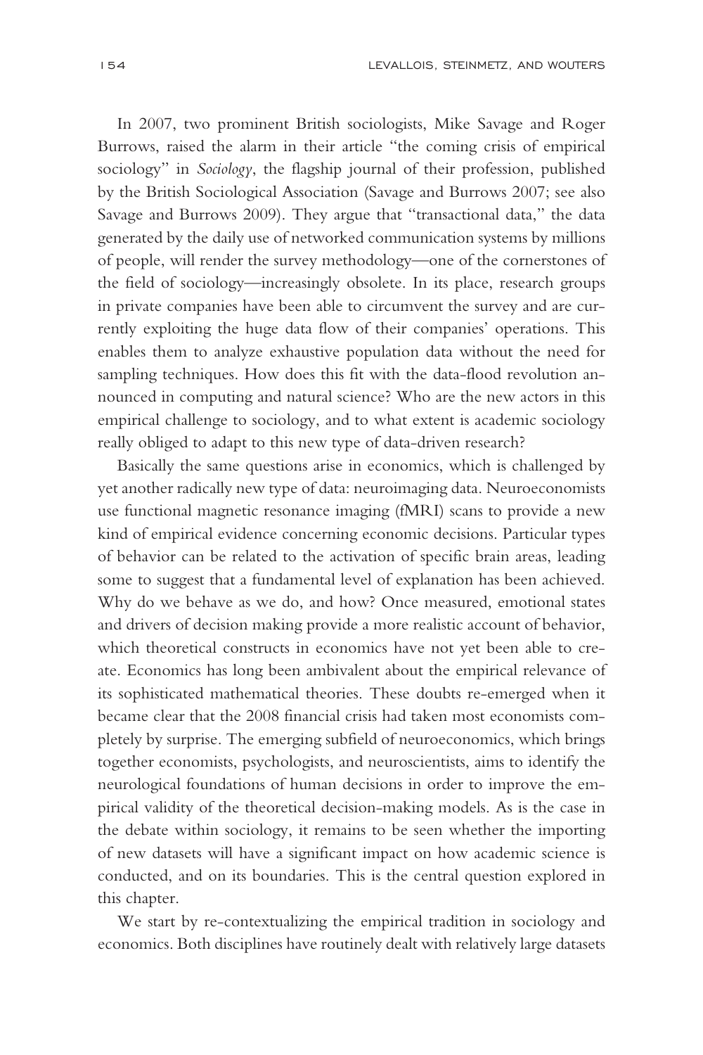In 2007, two prominent British sociologists, Mike Savage and Roger Burrows, raised the alarm in their article "the coming crisis of empirical sociology" in *Sociology*, the flagship journal of their profession, published by the British Sociological Association (Savage and Burrows 2007; see also Savage and Burrows 2009). They argue that "transactional data," the data generated by the daily use of networked communication systems by millions of people, will render the survey methodology—one of the cornerstones of the field of sociology—increasingly obsolete. In its place, research groups in private companies have been able to circumvent the survey and are currently exploiting the huge data flow of their companies' operations. This enables them to analyze exhaustive population data without the need for sampling techniques. How does this fit with the data-flood revolution announced in computing and natural science? Who are the new actors in this empirical challenge to sociology, and to what extent is academic sociology really obliged to adapt to this new type of data-driven research?

Basically the same questions arise in economics, which is challenged by yet another radically new type of data: neuroimaging data. Neuroeconomists use functional magnetic resonance imaging (fMRI) scans to provide a new kind of empirical evidence concerning economic decisions. Particular types of behavior can be related to the activation of specific brain areas, leading some to suggest that a fundamental level of explanation has been achieved. Why do we behave as we do, and how? Once measured, emotional states and drivers of decision making provide a more realistic account of behavior, which theoretical constructs in economics have not yet been able to create. Economics has long been ambivalent about the empirical relevance of its sophisticated mathematical theories. These doubts re-emerged when it became clear that the 2008 financial crisis had taken most economists completely by surprise. The emerging subfield of neuroeconomics, which brings together economists, psychologists, and neuroscientists, aims to identify the neurological foundations of human decisions in order to improve the empirical validity of the theoretical decision-making models. As is the case in the debate within sociology, it remains to be seen whether the importing of new datasets will have a significant impact on how academic science is conducted, and on its boundaries. This is the central question explored in this chapter.

We start by re-contextualizing the empirical tradition in sociology and economics. Both disciplines have routinely dealt with relatively large datasets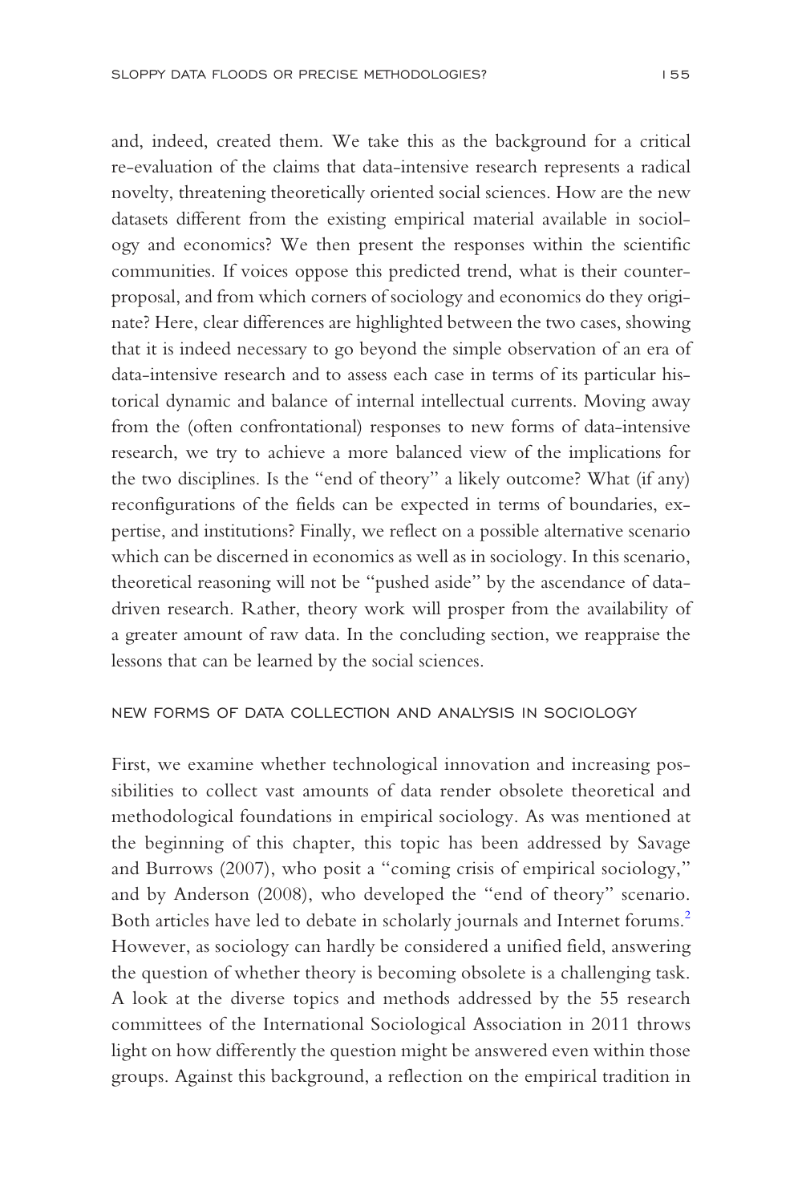and, indeed, created them. We take this as the background for a critical re-evaluation of the claims that data-intensive research represents a radical novelty, threatening theoretically oriented social sciences. How are the new datasets different from the existing empirical material available in sociology and economics? We then present the responses within the scientific communities. If voices oppose this predicted trend, what is their counter-proposal, and from which corners of sociology and economics do they originate? Here, clear differences are highlighted between the two cases, showing that it is indeed necessary to go beyond the simple observation of an era of data-intensive research and to assess each case in terms of its particular historical dynamic and balance of internal intellectual currents. Moving away from the (often confrontational) responses to new forms of data-intensive research, we try to achieve a more balanced view of the implications for the two disciplines. Is the "end of theory" a likely outcome? What (if any) reconfigurations of the fields can be expected in terms of boundaries, expertise, and institutions? Finally, we reflect on a possible alternative scenario which can be discerned in economics as well as in sociology. In this scenario, theoretical reasoning will not be "pushed aside" by the ascendance of data-driven research. Rather, theory work will prosper from the availability of a greater amount of raw data. In the concluding section, we reappraise the lessons that can be learned by the social sciences.

## NEW FORMS OF DATA COLLECTION AND ANALYSIS IN SOCIOLOGY

First, we examine whether technological innovation and increasing possibilities to collect vast amounts of data render obsolete theoretical and methodological foundations in empirical sociology. As was mentioned at the beginning of this chapter, this topic has been addressed by Savage and Burrows (2007), who posit a "coming crisis of empirical sociology," and by Anderson (2008), who developed the "end of theory" scenario. Both articles have led to debate in scholarly journals and Internet forums.[2] However, as sociology can hardly be considered a unified field, answering the question of whether theory is becoming obsolete is a challenging task. A look at the diverse topics and methods addressed by the 55 research committees of the International Sociological Association in 2011 throws light on how differently the question might be answered even within those groups. Against this background, a reflection on the empirical tradition in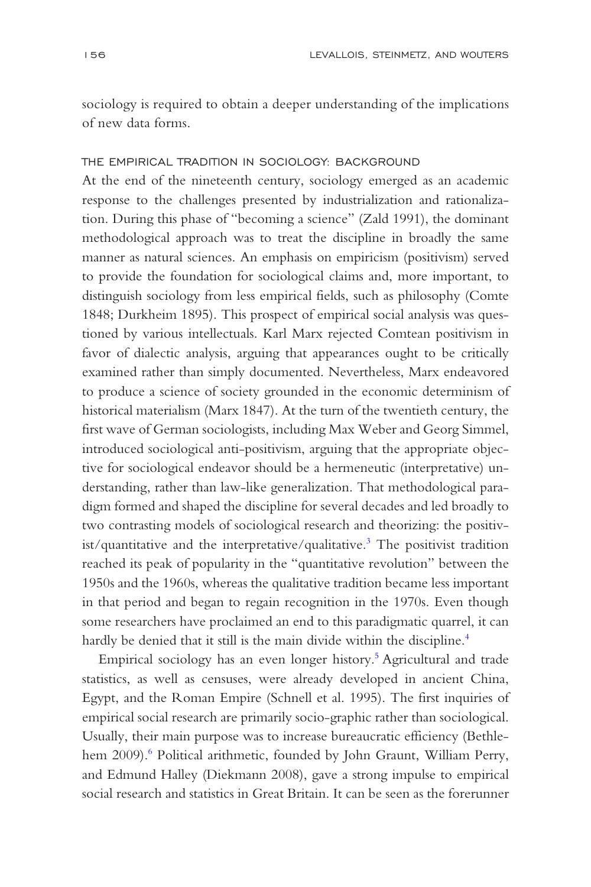sociology is required to obtain a deeper understanding of the implications of new data forms.

### THE EMPIRICAL TRADITION IN SOCIOLOGY: BACKGROUND

At the end of the nineteenth century, sociology emerged as an academic response to the challenges presented by industrialization and rationalization. During this phase of "becoming a science" (Zald 1991), the dominant methodological approach was to treat the discipline in broadly the same manner as natural sciences. An emphasis on empiricism (positivism) served to provide the foundation for sociological claims and, more important, to distinguish sociology from less empirical fields, such as philosophy (Comte 1848; Durkheim 1895). This prospect of empirical social analysis was questioned by various intellectuals. Karl Marx rejected Comtean positivism in favor of dialectic analysis, arguing that appearances ought to be critically examined rather than simply documented. Nevertheless, Marx endeavored to produce a science of society grounded in the economic determinism of historical materialism (Marx 1847). At the turn of the twentieth century, the first wave of German sociologists, including Max Weber and Georg Simmel, introduced sociological anti-positivism, arguing that the appropriate objective for sociological endeavor should be a hermeneutic (interpretative) understanding, rather than law-like generalization. That methodological paradigm formed and shaped the discipline for several decades and led broadly to two contrasting models of sociological research and theorizing: the positivist/quantitative and the interpretative/qualitative.[3] The positivist tradition reached its peak of popularity in the "quantitative revolution" between the 1950s and the 1960s, whereas the qualitative tradition became less important in that period and began to regain recognition in the 1970s. Even though some researchers have proclaimed an end to this paradigmatic quarrel, it can hardly be denied that it still is the main divide within the discipline.[4]

Empirical sociology has an even longer history.[5] Agricultural and trade statistics, as well as censuses, were already developed in ancient China, Egypt, and the Roman Empire (Schnell et al. 1995). The first inquiries of empirical social research are primarily socio-graphic rather than sociological. Usually, their main purpose was to increase bureaucratic efficiency (Bethlehem 2009).[6] Political arithmetic, founded by John Graunt, William Perry, and Edmund Halley (Diekmann 2008), gave a strong impulse to empirical social research and statistics in Great Britain. It can be seen as the forerunner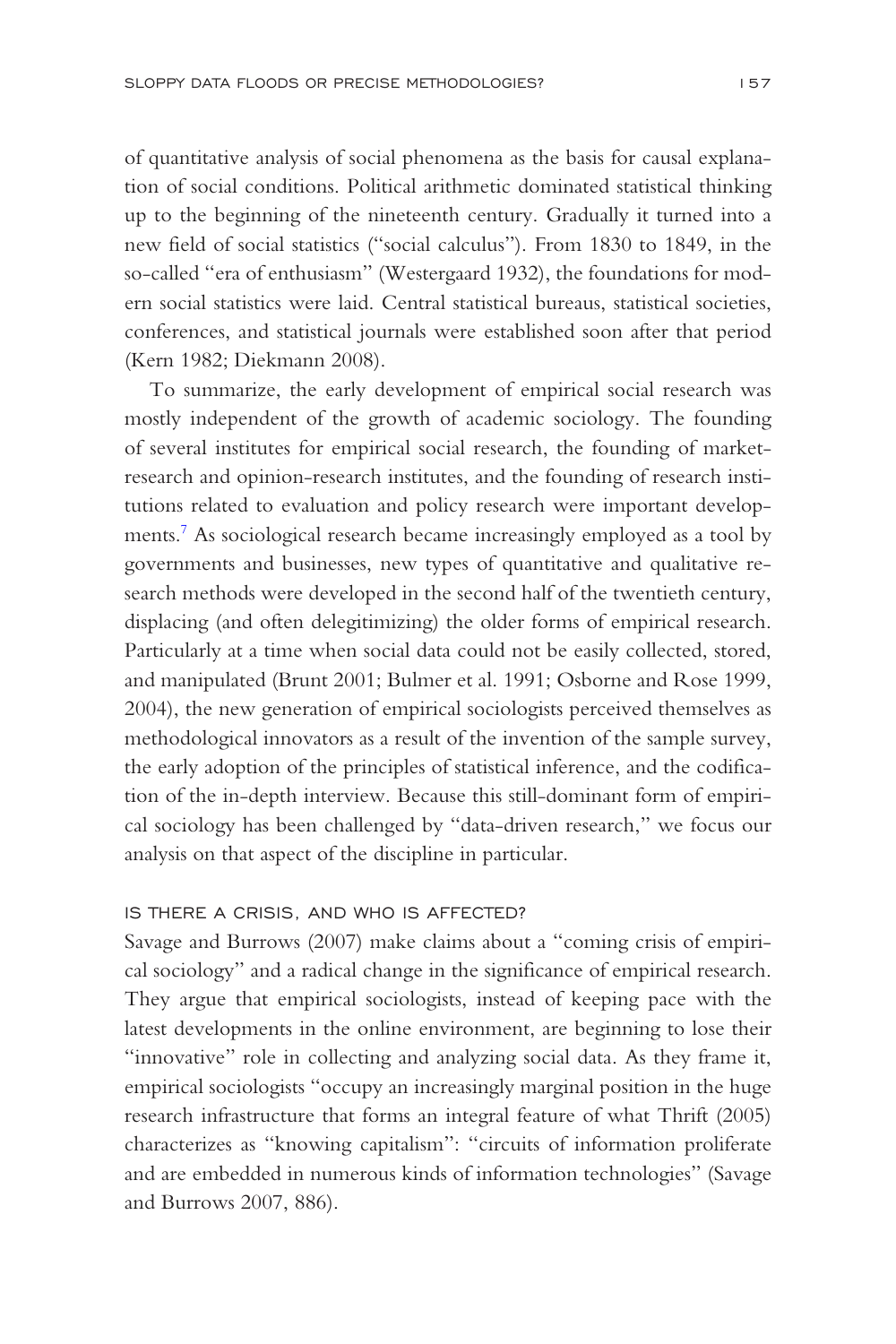of quantitative analysis of social phenomena as the basis for causal explanation of social conditions. Political arithmetic dominated statistical thinking up to the beginning of the nineteenth century. Gradually it turned into a new field of social statistics ("social calculus"). From 1830 to 1849, in the so-called "era of enthusiasm" (Westergaard 1932), the foundations for modern social statistics were laid. Central statistical bureaus, statistical societies, conferences, and statistical journals were established soon after that period (Kern 1982; Diekmann 2008).

To summarize, the early development of empirical social research was mostly independent of the growth of academic sociology. The founding of several institutes for empirical social research, the founding of market-research and opinion-research institutes, and the founding of research institutions related to evaluation and policy research were important developments.[7] As sociological research became increasingly employed as a tool by governments and businesses, new types of quantitative and qualitative research methods were developed in the second half of the twentieth century, displacing (and often delegitimizing) the older forms of empirical research. Particularly at a time when social data could not be easily collected, stored, and manipulated (Brunt 2001; Bulmer et al. 1991; Osborne and Rose 1999, 2004), the new generation of empirical sociologists perceived themselves as methodological innovators as a result of the invention of the sample survey, the early adoption of the principles of statistical inference, and the codification of the in-depth interview. Because this still-dominant form of empirical sociology has been challenged by "data-driven research," we focus our analysis on that aspect of the discipline in particular.

### IS THERE A CRISIS, AND WHO IS AFFECTED?

Savage and Burrows (2007) make claims about a "coming crisis of empirical sociology" and a radical change in the significance of empirical research. They argue that empirical sociologists, instead of keeping pace with the latest developments in the online environment, are beginning to lose their "innovative" role in collecting and analyzing social data. As they frame it, empirical sociologists "occupy an increasingly marginal position in the huge research infrastructure that forms an integral feature of what Thrift (2005) characterizes as "knowing capitalism": "circuits of information proliferate and are embedded in numerous kinds of information technologies" (Savage and Burrows 2007, 886).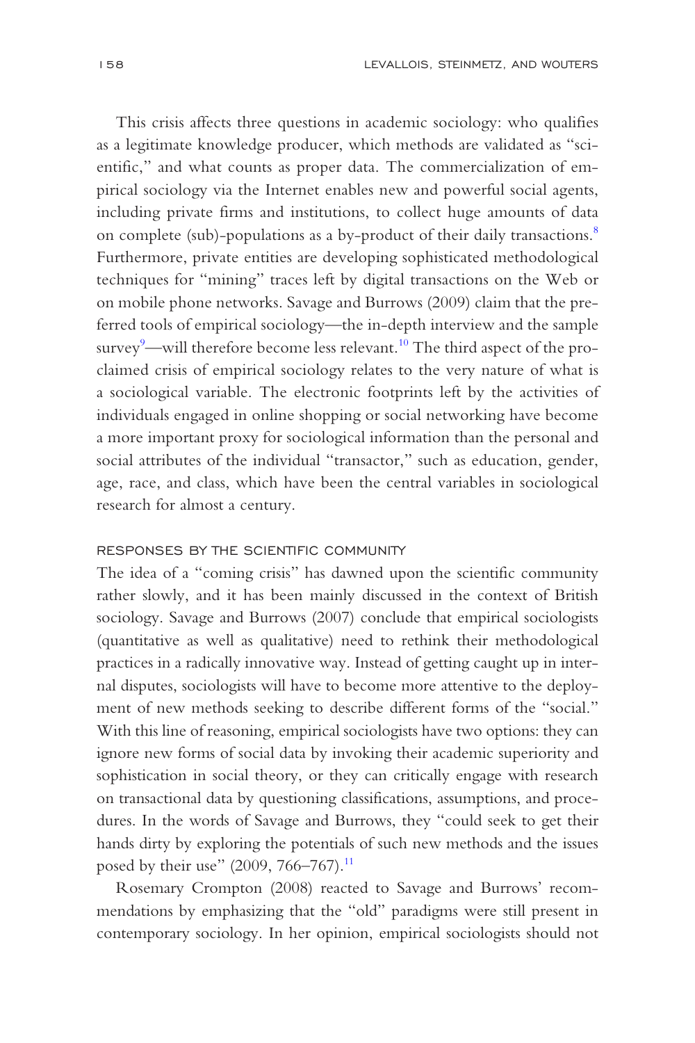This crisis affects three questions in academic sociology: who qualifies as a legitimate knowledge producer, which methods are validated as "scientific," and what counts as proper data. The commercialization of empirical sociology via the Internet enables new and powerful social agents, including private firms and institutions, to collect huge amounts of data on complete (sub)-populations as a by-product of their daily transactions.[8] Furthermore, private entities are developing sophisticated methodological techniques for "mining" traces left by digital transactions on the Web or on mobile phone networks. Savage and Burrows (2009) claim that the preferred tools of empirical sociology—the in-depth interview and the sample survey[9]—will therefore become less relevant.[10] The third aspect of the proclaimed crisis of empirical sociology relates to the very nature of what is a sociological variable. The electronic footprints left by the activities of individuals engaged in online shopping or social networking have become a more important proxy for sociological information than the personal and social attributes of the individual "transactor," such as education, gender, age, race, and class, which have been the central variables in sociological research for almost a century.

### RESPONSES BY THE SCIENTIFIC COMMUNITY

The idea of a "coming crisis" has dawned upon the scientific community rather slowly, and it has been mainly discussed in the context of British sociology. Savage and Burrows (2007) conclude that empirical sociologists (quantitative as well as qualitative) need to rethink their methodological practices in a radically innovative way. Instead of getting caught up in internal disputes, sociologists will have to become more attentive to the deployment of new methods seeking to describe different forms of the "social." With this line of reasoning, empirical sociologists have two options: they can ignore new forms of social data by invoking their academic superiority and sophistication in social theory, or they can critically engage with research on transactional data by questioning classifications, assumptions, and procedures. In the words of Savage and Burrows, they "could seek to get their hands dirty by exploring the potentials of such new methods and the issues posed by their use" (2009, 766–767).[11]

Rosemary Crompton (2008) reacted to Savage and Burrows' recommendations by emphasizing that the "old" paradigms were still present in contemporary sociology. In her opinion, empirical sociologists should not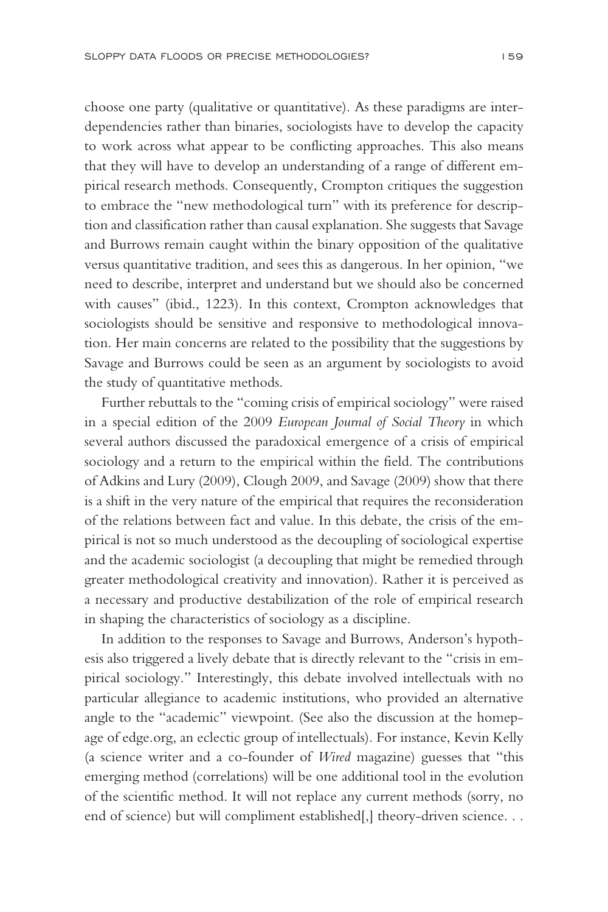choose one party (qualitative or quantitative). As these paradigms are interdependencies rather than binaries, sociologists have to develop the capacity to work across what appear to be conflicting approaches. This also means that they will have to develop an understanding of a range of different empirical research methods. Consequently, Crompton critiques the suggestion to embrace the "new methodological turn" with its preference for description and classification rather than causal explanation. She suggests that Savage and Burrows remain caught within the binary opposition of the qualitative versus quantitative tradition, and sees this as dangerous. In her opinion, "we need to describe, interpret and understand but we should also be concerned with causes" (ibid., 1223). In this context, Crompton acknowledges that sociologists should be sensitive and responsive to methodological innovation. Her main concerns are related to the possibility that the suggestions by Savage and Burrows could be seen as an argument by sociologists to avoid the study of quantitative methods.

Further rebuttals to the "coming crisis of empirical sociology" were raised in a special edition of the 2009 *European Journal of Social Theory* in which several authors discussed the paradoxical emergence of a crisis of empirical sociology and a return to the empirical within the field. The contributions of Adkins and Lury (2009), Clough 2009, and Savage (2009) show that there is a shift in the very nature of the empirical that requires the reconsideration of the relations between fact and value. In this debate, the crisis of the empirical is not so much understood as the decoupling of sociological expertise and the academic sociologist (a decoupling that might be remedied through greater methodological creativity and innovation). Rather it is perceived as a necessary and productive destabilization of the role of empirical research in shaping the characteristics of sociology as a discipline.

In addition to the responses to Savage and Burrows, Anderson's hypothesis also triggered a lively debate that is directly relevant to the "crisis in empirical sociology." Interestingly, this debate involved intellectuals with no particular allegiance to academic institutions, who provided an alternative angle to the "academic" viewpoint. (See also the discussion at the homepage of edge.org, an eclectic group of intellectuals). For instance, Kevin Kelly (a science writer and a co-founder of *Wired* magazine) guesses that "this emerging method (correlations) will be one additional tool in the evolution of the scientific method. It will not replace any current methods (sorry, no end of science) but will compliment established[,] theory-driven science. . .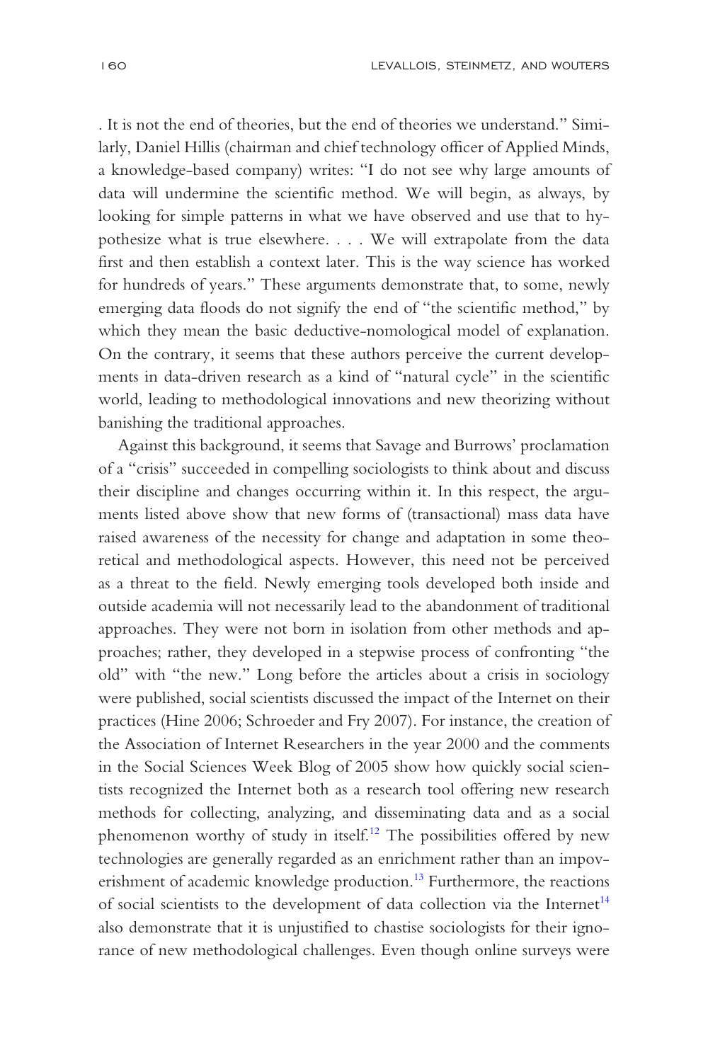. It is not the end of theories, but the end of theories we understand." Similarly, Daniel Hillis (chairman and chief technology officer of Applied Minds, a knowledge-based company) writes: "I do not see why large amounts of data will undermine the scientific method. We will begin, as always, by looking for simple patterns in what we have observed and use that to hypothesize what is true elsewhere. . . . We will extrapolate from the data first and then establish a context later. This is the way science has worked for hundreds of years." These arguments demonstrate that, to some, newly emerging data floods do not signify the end of "the scientific method," by which they mean the basic deductive-nomological model of explanation. On the contrary, it seems that these authors perceive the current developments in data-driven research as a kind of "natural cycle" in the scientific world, leading to methodological innovations and new theorizing without banishing the traditional approaches.

Against this background, it seems that Savage and Burrows' proclamation of a "crisis" succeeded in compelling sociologists to think about and discuss their discipline and changes occurring within it. In this respect, the arguments listed above show that new forms of (transactional) mass data have raised awareness of the necessity for change and adaptation in some theoretical and methodological aspects. However, this need not be perceived as a threat to the field. Newly emerging tools developed both inside and outside academia will not necessarily lead to the abandonment of traditional approaches. They were not born in isolation from other methods and approaches; rather, they developed in a stepwise process of confronting "the old" with "the new." Long before the articles about a crisis in sociology were published, social scientists discussed the impact of the Internet on their practices (Hine 2006; Schroeder and Fry 2007). For instance, the creation of the Association of Internet Researchers in the year 2000 and the comments in the Social Sciences Week Blog of 2005 show how quickly social scientists recognized the Internet both as a research tool offering new research methods for collecting, analyzing, and disseminating data and as a social phenomenon worthy of study in itself.[12] The possibilities offered by new technologies are generally regarded as an enrichment rather than an impoverishment of academic knowledge production.[13] Furthermore, the reactions of social scientists to the development of data collection via the Internet[14] also demonstrate that it is unjustified to chastise sociologists for their ignorance of new methodological challenges. Even though online surveys were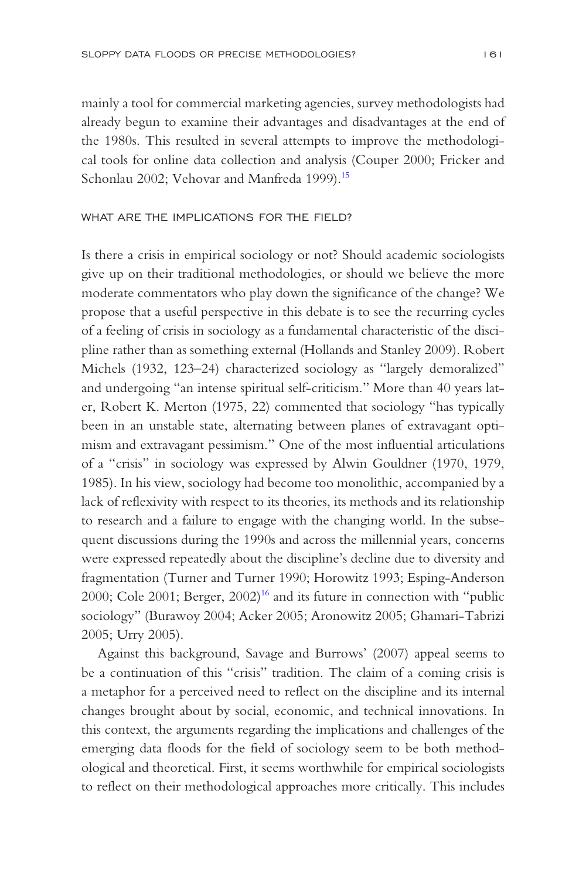mainly a tool for commercial marketing agencies, survey methodologists had already begun to examine their advantages and disadvantages at the end of the 1980s. This resulted in several attempts to improve the methodological tools for online data collection and analysis (Couper 2000; Fricker and Schonlau 2002; Vehovar and Manfreda 1999).[15]

## WHAT ARE THE IMPLICATIONS FOR THE FIELD?

Is there a crisis in empirical sociology or not? Should academic sociologists give up on their traditional methodologies, or should we believe the more moderate commentators who play down the significance of the change? We propose that a useful perspective in this debate is to see the recurring cycles of a feeling of crisis in sociology as a fundamental characteristic of the discipline rather than as something external (Hollands and Stanley 2009). Robert Michels (1932, 123–24) characterized sociology as "largely demoralized" and undergoing "an intense spiritual self-criticism." More than 40 years later, Robert K. Merton (1975, 22) commented that sociology "has typically been in an unstable state, alternating between planes of extravagant optimism and extravagant pessimism." One of the most influential articulations of a "crisis" in sociology was expressed by Alwin Gouldner (1970, 1979, 1985). In his view, sociology had become too monolithic, accompanied by a lack of reflexivity with respect to its theories, its methods and its relationship to research and a failure to engage with the changing world. In the subsequent discussions during the 1990s and across the millennial years, concerns were expressed repeatedly about the discipline's decline due to diversity and fragmentation (Turner and Turner 1990; Horowitz 1993; Esping-Anderson 2000; Cole 2001; Berger, 2002)[16] and its future in connection with "public sociology" (Burawoy 2004; Acker 2005; Aronowitz 2005; Ghamari-Tabrizi 2005; Urry 2005).

Against this background, Savage and Burrows' (2007) appeal seems to be a continuation of this "crisis" tradition. The claim of a coming crisis is a metaphor for a perceived need to reflect on the discipline and its internal changes brought about by social, economic, and technical innovations. In this context, the arguments regarding the implications and challenges of the emerging data floods for the field of sociology seem to be both methodological and theoretical. First, it seems worthwhile for empirical sociologists to reflect on their methodological approaches more critically. This includes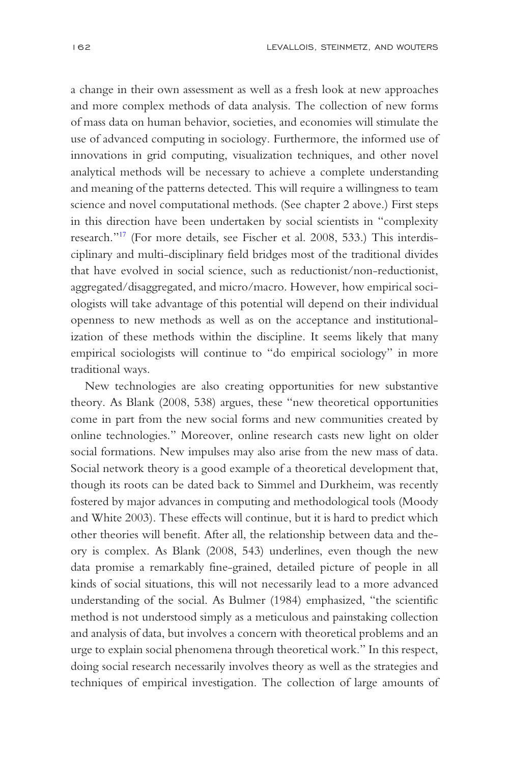a change in their own assessment as well as a fresh look at new approaches and more complex methods of data analysis. The collection of new forms of mass data on human behavior, societies, and economies will stimulate the use of advanced computing in sociology. Furthermore, the informed use of innovations in grid computing, visualization techniques, and other novel analytical methods will be necessary to achieve a complete understanding and meaning of the patterns detected. This will require a willingness to team science and novel computational methods. (See chapter 2 above.) First steps in this direction have been undertaken by social scientists in "complexity research."[17] (For more details, see Fischer et al. 2008, 533.) This interdisciplinary and multi-disciplinary field bridges most of the traditional divides that have evolved in social science, such as reductionist/non-reductionist, aggregated/disaggregated, and micro/macro. However, how empirical sociologists will take advantage of this potential will depend on their individual openness to new methods as well as on the acceptance and institutionalization of these methods within the discipline. It seems likely that many empirical sociologists will continue to "do empirical sociology" in more traditional ways.

New technologies are also creating opportunities for new substantive theory. As Blank (2008, 538) argues, these "new theoretical opportunities come in part from the new social forms and new communities created by online technologies." Moreover, online research casts new light on older social formations. New impulses may also arise from the new mass of data. Social network theory is a good example of a theoretical development that, though its roots can be dated back to Simmel and Durkheim, was recently fostered by major advances in computing and methodological tools (Moody and White 2003). These effects will continue, but it is hard to predict which other theories will benefit. After all, the relationship between data and theory is complex. As Blank (2008, 543) underlines, even though the new data promise a remarkably fine-grained, detailed picture of people in all kinds of social situations, this will not necessarily lead to a more advanced understanding of the social. As Bulmer (1984) emphasized, "the scientific method is not understood simply as a meticulous and painstaking collection and analysis of data, but involves a concern with theoretical problems and an urge to explain social phenomena through theoretical work." In this respect, doing social research necessarily involves theory as well as the strategies and techniques of empirical investigation. The collection of large amounts of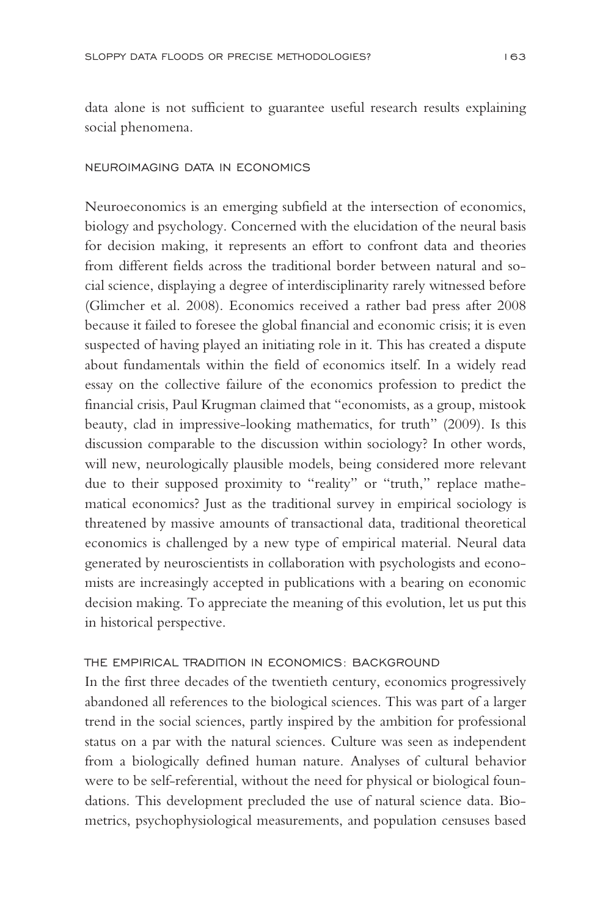data alone is not sufficient to guarantee useful research results explaining social phenomena.

## NEUROIMAGING DATA IN ECONOMICS

Neuroeconomics is an emerging subfield at the intersection of economics, biology and psychology. Concerned with the elucidation of the neural basis for decision making, it represents an effort to confront data and theories from different fields across the traditional border between natural and social science, displaying a degree of interdisciplinarity rarely witnessed before (Glimcher et al. 2008). Economics received a rather bad press after 2008 because it failed to foresee the global financial and economic crisis; it is even suspected of having played an initiating role in it. This has created a dispute about fundamentals within the field of economics itself. In a widely read essay on the collective failure of the economics profession to predict the financial crisis, Paul Krugman claimed that "economists, as a group, mistook beauty, clad in impressive-looking mathematics, for truth" (2009). Is this discussion comparable to the discussion within sociology? In other words, will new, neurologically plausible models, being considered more relevant due to their supposed proximity to "reality" or "truth," replace mathematical economics? Just as the traditional survey in empirical sociology is threatened by massive amounts of transactional data, traditional theoretical economics is challenged by a new type of empirical material. Neural data generated by neuroscientists in collaboration with psychologists and economists are increasingly accepted in publications with a bearing on economic decision making. To appreciate the meaning of this evolution, let us put this in historical perspective.

### THE EMPIRICAL TRADITION IN ECONOMICS: BACKGROUND

In the first three decades of the twentieth century, economics progressively abandoned all references to the biological sciences. This was part of a larger trend in the social sciences, partly inspired by the ambition for professional status on a par with the natural sciences. Culture was seen as independent from a biologically defined human nature. Analyses of cultural behavior were to be self-referential, without the need for physical or biological foundations. This development precluded the use of natural science data. Biometrics, psychophysiological measurements, and population censuses based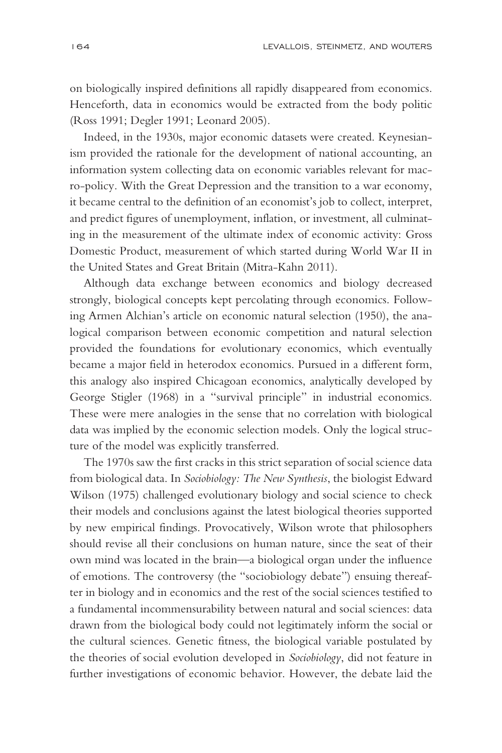on biologically inspired definitions all rapidly disappeared from economics. Henceforth, data in economics would be extracted from the body politic (Ross 1991; Degler 1991; Leonard 2005).

Indeed, in the 1930s, major economic datasets were created. Keynesianism provided the rationale for the development of national accounting, an information system collecting data on economic variables relevant for macro-policy. With the Great Depression and the transition to a war economy, it became central to the definition of an economist's job to collect, interpret, and predict figures of unemployment, inflation, or investment, all culminating in the measurement of the ultimate index of economic activity: Gross Domestic Product, measurement of which started during World War II in the United States and Great Britain (Mitra-Kahn 2011).

Although data exchange between economics and biology decreased strongly, biological concepts kept percolating through economics. Following Armen Alchian's article on economic natural selection (1950), the analogical comparison between economic competition and natural selection provided the foundations for evolutionary economics, which eventually became a major field in heterodox economics. Pursued in a different form, this analogy also inspired Chicagoan economics, analytically developed by George Stigler (1968) in a "survival principle" in industrial economics. These were mere analogies in the sense that no correlation with biological data was implied by the economic selection models. Only the logical structure of the model was explicitly transferred.

The 1970s saw the first cracks in this strict separation of social science data from biological data. In *Sociobiology: The New Synthesis*, the biologist Edward Wilson (1975) challenged evolutionary biology and social science to check their models and conclusions against the latest biological theories supported by new empirical findings. Provocatively, Wilson wrote that philosophers should revise all their conclusions on human nature, since the seat of their own mind was located in the brain—a biological organ under the influence of emotions. The controversy (the "sociobiology debate") ensuing thereafter in biology and in economics and the rest of the social sciences testified to a fundamental incommensurability between natural and social sciences: data drawn from the biological body could not legitimately inform the social or the cultural sciences. Genetic fitness, the biological variable postulated by the theories of social evolution developed in *Sociobiology*, did not feature in further investigations of economic behavior. However, the debate laid the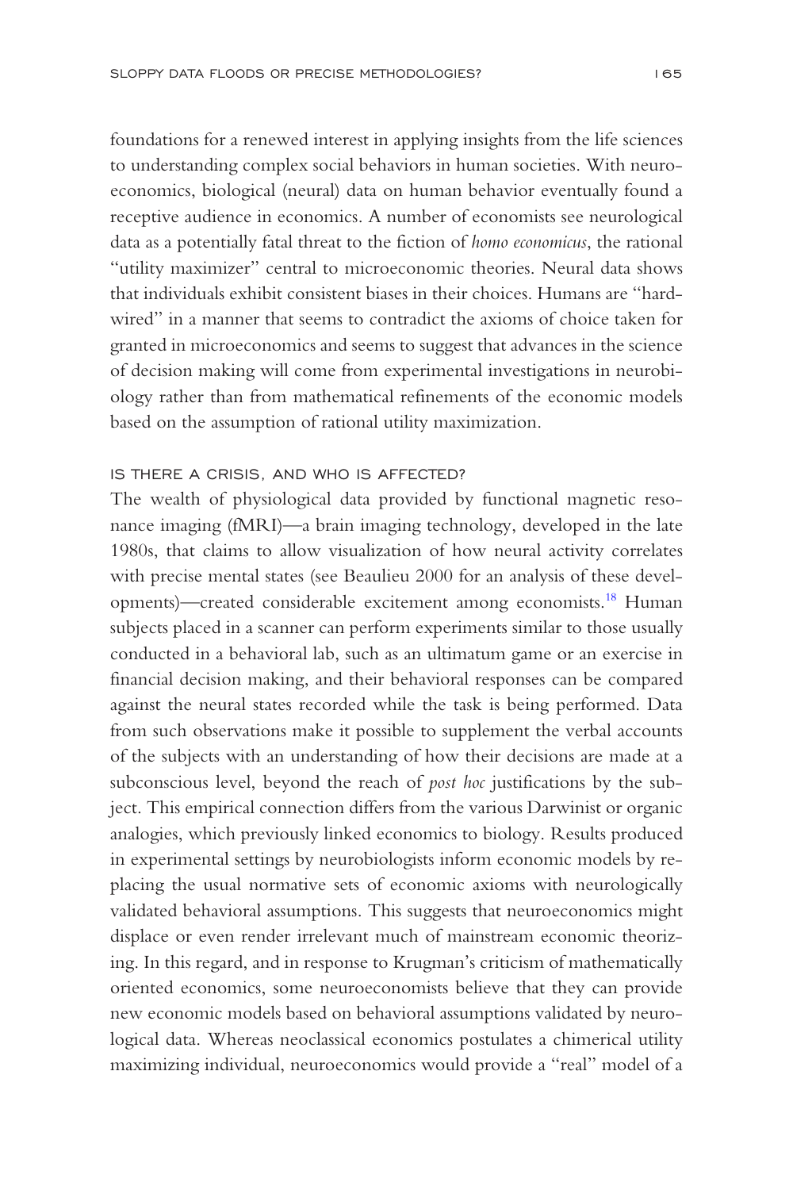foundations for a renewed interest in applying insights from the life sciences to understanding complex social behaviors in human societies. With neuroeconomics, biological (neural) data on human behavior eventually found a receptive audience in economics. A number of economists see neurological data as a potentially fatal threat to the fiction of *homo economicus*, the rational "utility maximizer" central to microeconomic theories. Neural data shows that individuals exhibit consistent biases in their choices. Humans are "hardwired" in a manner that seems to contradict the axioms of choice taken for granted in microeconomics and seems to suggest that advances in the science of decision making will come from experimental investigations in neurobiology rather than from mathematical refinements of the economic models based on the assumption of rational utility maximization.

### IS THERE A CRISIS, AND WHO IS AFFECTED?

The wealth of physiological data provided by functional magnetic resonance imaging (fMRI)—a brain imaging technology, developed in the late 1980s, that claims to allow visualization of how neural activity correlates with precise mental states (see Beaulieu 2000 for an analysis of these developments)—created considerable excitement among economists.[18] Human subjects placed in a scanner can perform experiments similar to those usually conducted in a behavioral lab, such as an ultimatum game or an exercise in financial decision making, and their behavioral responses can be compared against the neural states recorded while the task is being performed. Data from such observations make it possible to supplement the verbal accounts of the subjects with an understanding of how their decisions are made at a subconscious level, beyond the reach of *post hoc* justifications by the subject. This empirical connection differs from the various Darwinist or organic analogies, which previously linked economics to biology. Results produced in experimental settings by neurobiologists inform economic models by replacing the usual normative sets of economic axioms with neurologically validated behavioral assumptions. This suggests that neuroeconomics might displace or even render irrelevant much of mainstream economic theorizing. In this regard, and in response to Krugman's criticism of mathematically oriented economics, some neuroeconomists believe that they can provide new economic models based on behavioral assumptions validated by neurological data. Whereas neoclassical economics postulates a chimerical utility maximizing individual, neuroeconomics would provide a "real" model of a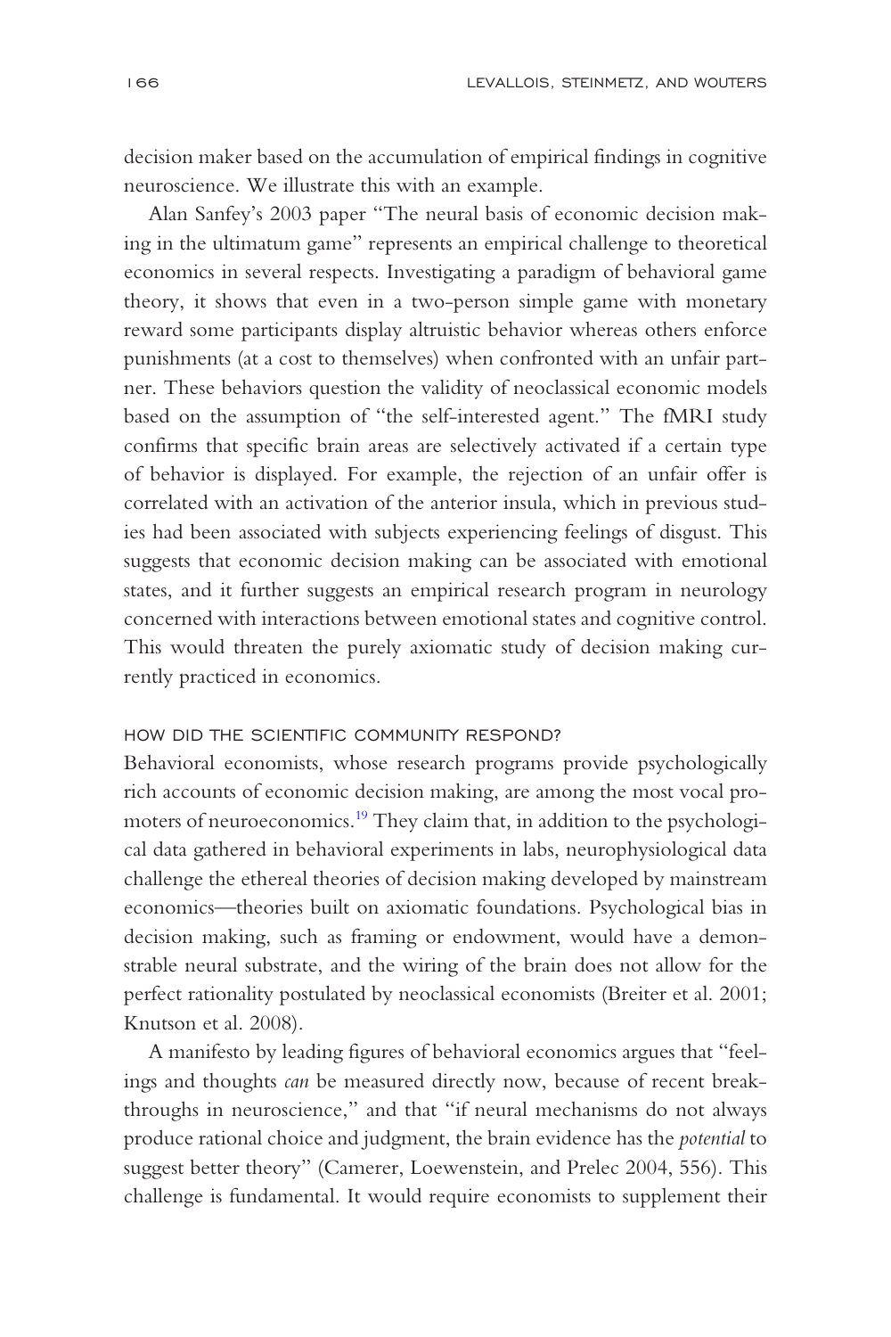decision maker based on the accumulation of empirical findings in cognitive neuroscience. We illustrate this with an example.

Alan Sanfey's 2003 paper "The neural basis of economic decision making in the ultimatum game" represents an empirical challenge to theoretical economics in several respects. Investigating a paradigm of behavioral game theory, it shows that even in a two-person simple game with monetary reward some participants display altruistic behavior whereas others enforce punishments (at a cost to themselves) when confronted with an unfair partner. These behaviors question the validity of neoclassical economic models based on the assumption of "the self-interested agent." The fMRI study confirms that specific brain areas are selectively activated if a certain type of behavior is displayed. For example, the rejection of an unfair offer is correlated with an activation of the anterior insula, which in previous studies had been associated with subjects experiencing feelings of disgust. This suggests that economic decision making can be associated with emotional states, and it further suggests an empirical research program in neurology concerned with interactions between emotional states and cognitive control. This would threaten the purely axiomatic study of decision making currently practiced in economics.

### HOW DID THE SCIENTIFIC COMMUNITY RESPOND?

Behavioral economists, whose research programs provide psychologically rich accounts of economic decision making, are among the most vocal promoters of neuroeconomics.[19] They claim that, in addition to the psychological data gathered in behavioral experiments in labs, neurophysiological data challenge the ethereal theories of decision making developed by mainstream economics—theories built on axiomatic foundations. Psychological bias in decision making, such as framing or endowment, would have a demonstrable neural substrate, and the wiring of the brain does not allow for the perfect rationality postulated by neoclassical economists (Breiter et al. 2001; Knutson et al. 2008).

A manifesto by leading figures of behavioral economics argues that "feelings and thoughts *can* be measured directly now, because of recent breakthroughs in neuroscience," and that "if neural mechanisms do not always produce rational choice and judgment, the brain evidence has the *potential* to suggest better theory" (Camerer, Loewenstein, and Prelec 2004, 556). This challenge is fundamental. It would require economists to supplement their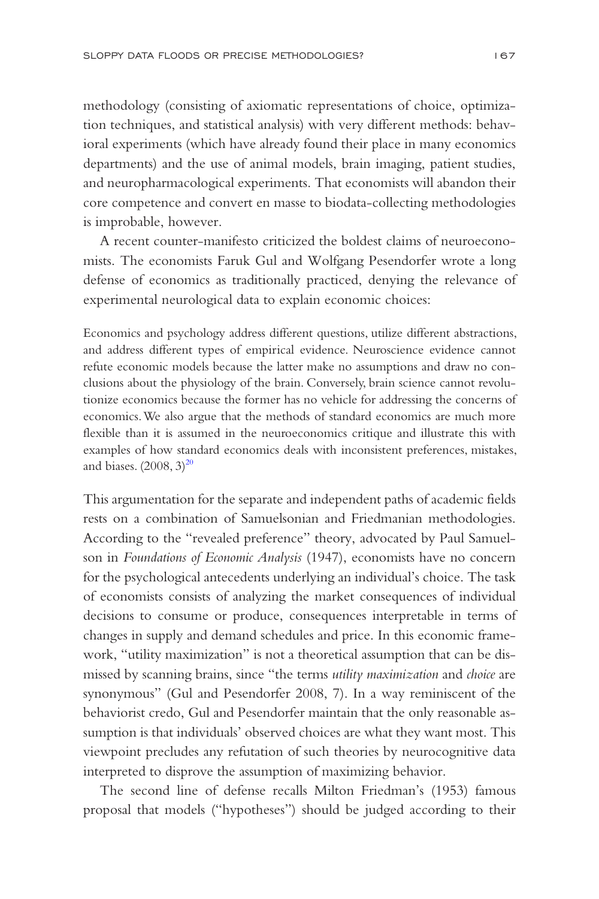methodology (consisting of axiomatic representations of choice, optimization techniques, and statistical analysis) with very different methods: behavioral experiments (which have already found their place in many economics departments) and the use of animal models, brain imaging, patient studies, and neuropharmacological experiments. That economists will abandon their core competence and convert en masse to biodata-collecting methodologies is improbable, however.

A recent counter-manifesto criticized the boldest claims of neuroeconomists. The economists Faruk Gul and Wolfgang Pesendorfer wrote a long defense of economics as traditionally practiced, denying the relevance of experimental neurological data to explain economic choices:

> Economics and psychology address different questions, utilize different abstractions, and address different types of empirical evidence. Neuroscience evidence cannot refute economic models because the latter make no assumptions and draw no conclusions about the physiology of the brain. Conversely, brain science cannot revolutionize economics because the former has no vehicle for addressing the concerns of economics. We also argue that the methods of standard economics are much more flexible than it is assumed in the neuroeconomics critique and illustrate this with examples of how standard economics deals with inconsistent preferences, mistakes, and biases. (2008, 3)[20]

This argumentation for the separate and independent paths of academic fields rests on a combination of Samuelsonian and Friedmanian methodologies. According to the "revealed preference" theory, advocated by Paul Samuelson in *Foundations of Economic Analysis* (1947), economists have no concern for the psychological antecedents underlying an individual's choice. The task of economists consists of analyzing the market consequences of individual decisions to consume or produce, consequences interpretable in terms of changes in supply and demand schedules and price. In this economic framework, "utility maximization" is not a theoretical assumption that can be dismissed by scanning brains, since "the terms *utility maximization* and *choice* are synonymous" (Gul and Pesendorfer 2008, 7). In a way reminiscent of the behaviorist credo, Gul and Pesendorfer maintain that the only reasonable assumption is that individuals' observed choices are what they want most. This viewpoint precludes any refutation of such theories by neurocognitive data interpreted to disprove the assumption of maximizing behavior.

The second line of defense recalls Milton Friedman's (1953) famous proposal that models ("hypotheses") should be judged according to their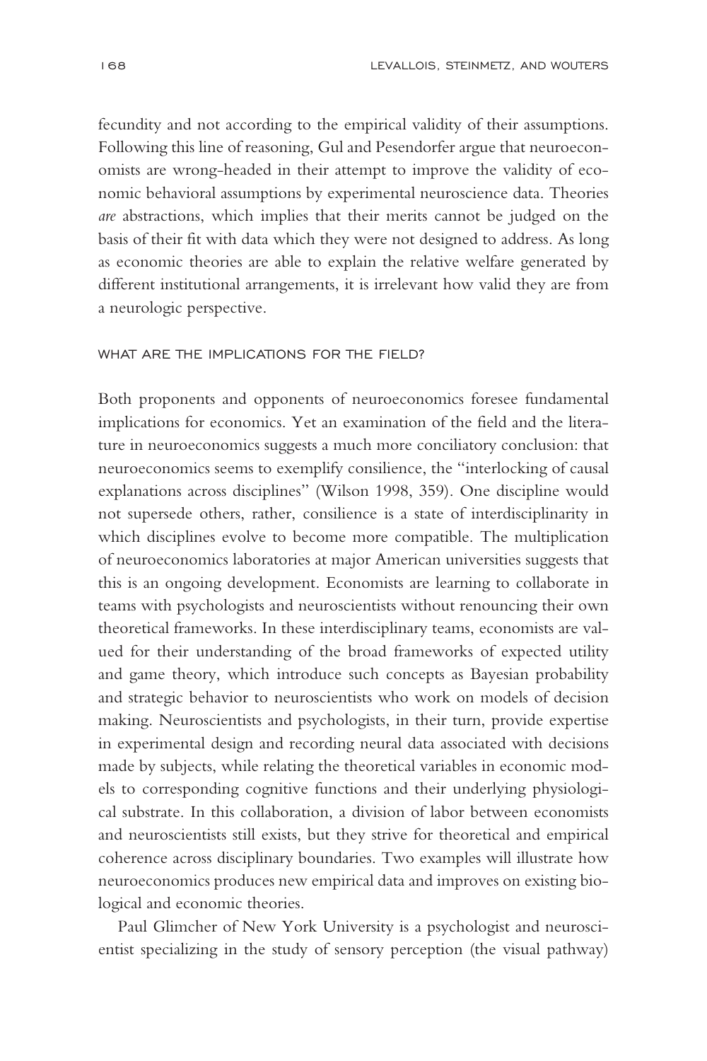fecundity and not according to the empirical validity of their assumptions. Following this line of reasoning, Gul and Pesendorfer argue that neuroeconomists are wrong-headed in their attempt to improve the validity of economic behavioral assumptions by experimental neuroscience data. Theories *are* abstractions, which implies that their merits cannot be judged on the basis of their fit with data which they were not designed to address. As long as economic theories are able to explain the relative welfare generated by different institutional arrangements, it is irrelevant how valid they are from a neurologic perspective.

## WHAT ARE THE IMPLICATIONS FOR THE FIELD?

Both proponents and opponents of neuroeconomics foresee fundamental implications for economics. Yet an examination of the field and the literature in neuroeconomics suggests a much more conciliatory conclusion: that neuroeconomics seems to exemplify consilience, the "interlocking of causal explanations across disciplines" (Wilson 1998, 359). One discipline would not supersede others, rather, consilience is a state of interdisciplinarity in which disciplines evolve to become more compatible. The multiplication of neuroeconomics laboratories at major American universities suggests that this is an ongoing development. Economists are learning to collaborate in teams with psychologists and neuroscientists without renouncing their own theoretical frameworks. In these interdisciplinary teams, economists are valued for their understanding of the broad frameworks of expected utility and game theory, which introduce such concepts as Bayesian probability and strategic behavior to neuroscientists who work on models of decision making. Neuroscientists and psychologists, in their turn, provide expertise in experimental design and recording neural data associated with decisions made by subjects, while relating the theoretical variables in economic models to corresponding cognitive functions and their underlying physiological substrate. In this collaboration, a division of labor between economists and neuroscientists still exists, but they strive for theoretical and empirical coherence across disciplinary boundaries. Two examples will illustrate how neuroeconomics produces new empirical data and improves on existing biological and economic theories.

Paul Glimcher of New York University is a psychologist and neuroscientist specializing in the study of sensory perception (the visual pathway)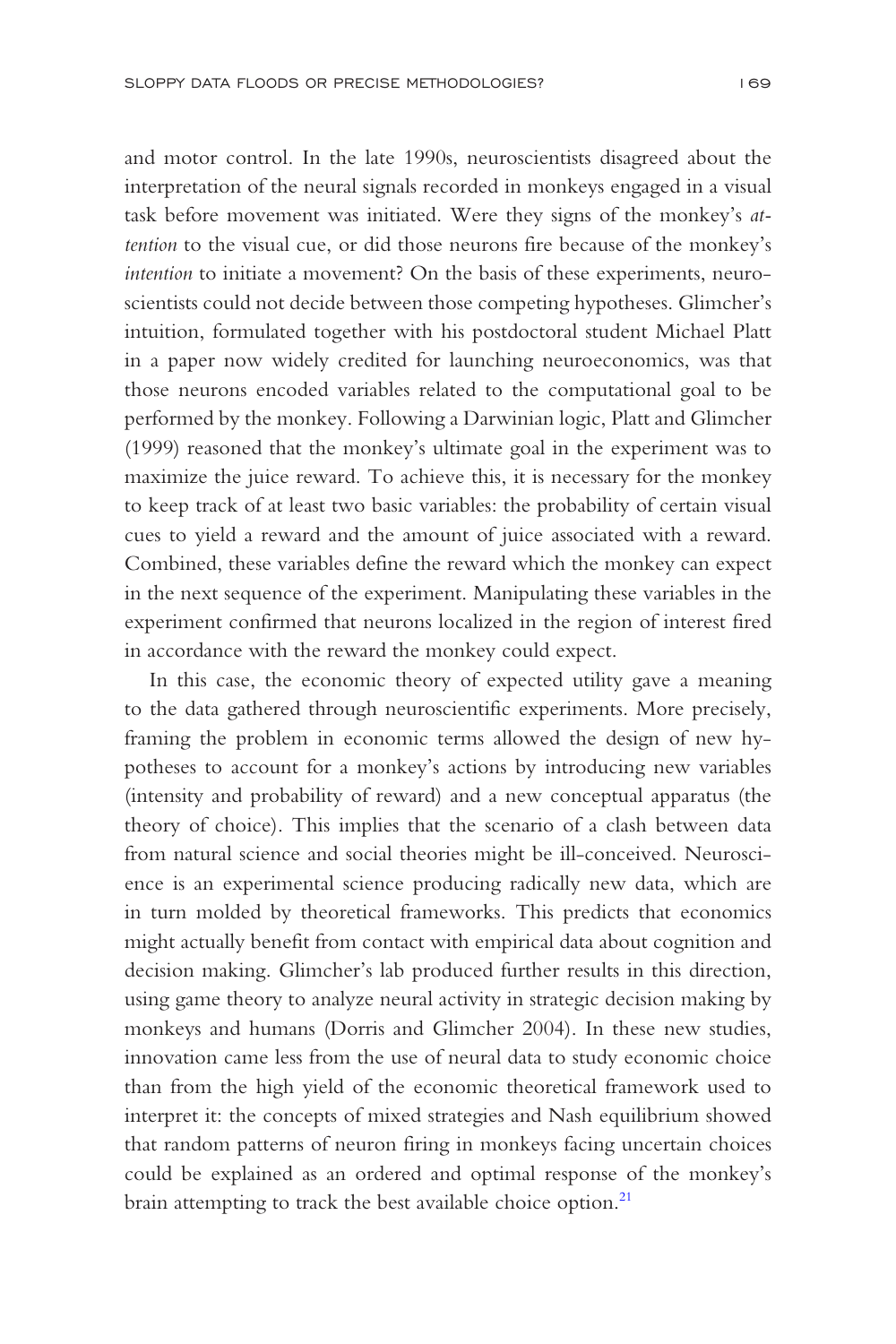and motor control. In the late 1990s, neuroscientists disagreed about the interpretation of the neural signals recorded in monkeys engaged in a visual task before movement was initiated. Were they signs of the monkey's *attention* to the visual cue, or did those neurons fire because of the monkey's *intention* to initiate a movement? On the basis of these experiments, neuroscientists could not decide between those competing hypotheses. Glimcher's intuition, formulated together with his postdoctoral student Michael Platt in a paper now widely credited for launching neuroeconomics, was that those neurons encoded variables related to the computational goal to be performed by the monkey. Following a Darwinian logic, Platt and Glimcher (1999) reasoned that the monkey's ultimate goal in the experiment was to maximize the juice reward. To achieve this, it is necessary for the monkey to keep track of at least two basic variables: the probability of certain visual cues to yield a reward and the amount of juice associated with a reward. Combined, these variables define the reward which the monkey can expect in the next sequence of the experiment. Manipulating these variables in the experiment confirmed that neurons localized in the region of interest fired in accordance with the reward the monkey could expect.

In this case, the economic theory of expected utility gave a meaning to the data gathered through neuroscientific experiments. More precisely, framing the problem in economic terms allowed the design of new hypotheses to account for a monkey's actions by introducing new variables (intensity and probability of reward) and a new conceptual apparatus (the theory of choice). This implies that the scenario of a clash between data from natural science and social theories might be ill-conceived. Neuroscience is an experimental science producing radically new data, which are in turn molded by theoretical frameworks. This predicts that economics might actually benefit from contact with empirical data about cognition and decision making. Glimcher's lab produced further results in this direction, using game theory to analyze neural activity in strategic decision making by monkeys and humans (Dorris and Glimcher 2004). In these new studies, innovation came less from the use of neural data to study economic choice than from the high yield of the economic theoretical framework used to interpret it: the concepts of mixed strategies and Nash equilibrium showed that random patterns of neuron firing in monkeys facing uncertain choices could be explained as an ordered and optimal response of the monkey's brain attempting to track the best available choice option.[21]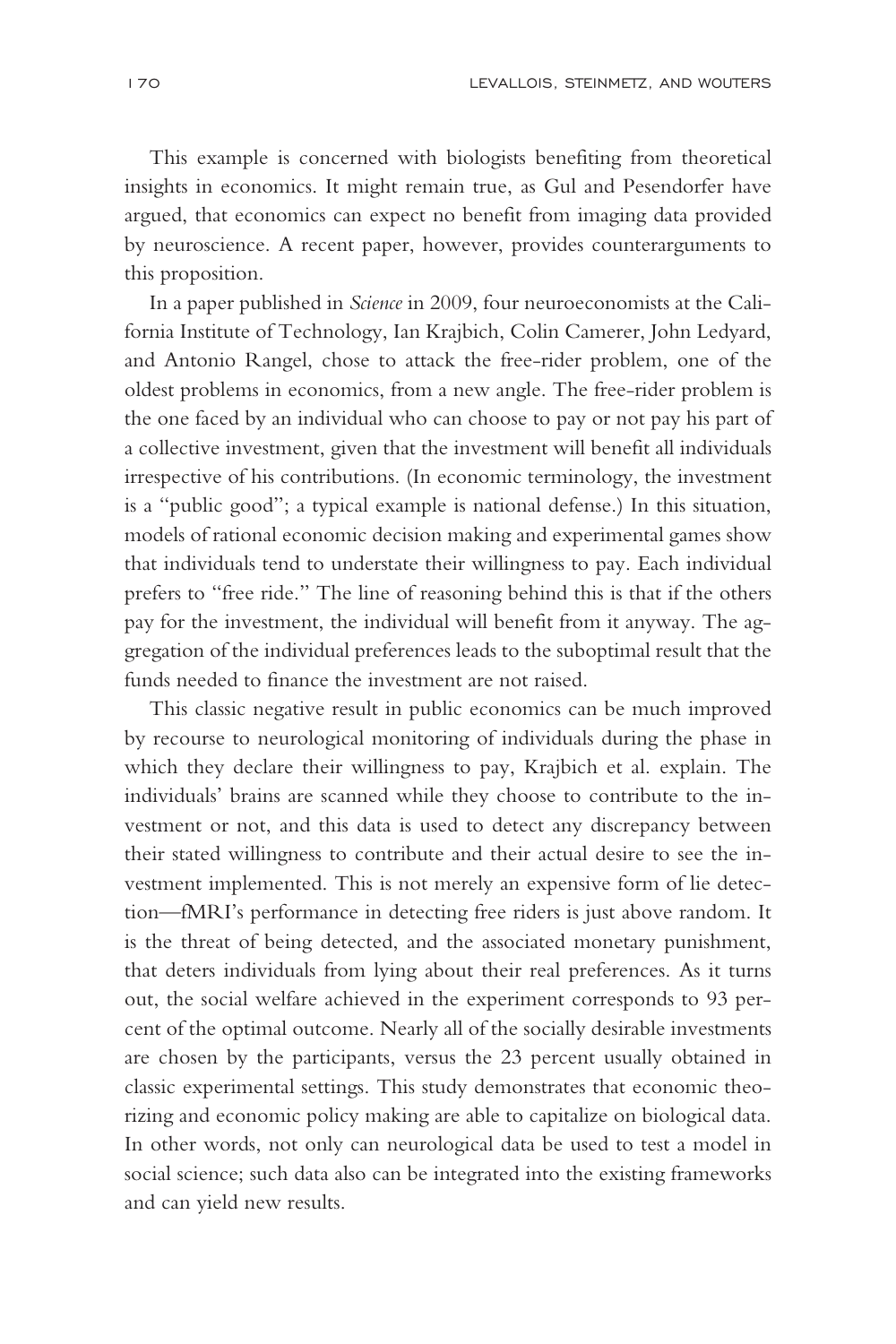This example is concerned with biologists benefiting from theoretical insights in economics. It might remain true, as Gul and Pesendorfer have argued, that economics can expect no benefit from imaging data provided by neuroscience. A recent paper, however, provides counterarguments to this proposition.

In a paper published in *Science* in 2009, four neuroeconomists at the California Institute of Technology, Ian Krajbich, Colin Camerer, John Ledyard, and Antonio Rangel, chose to attack the free-rider problem, one of the oldest problems in economics, from a new angle. The free-rider problem is the one faced by an individual who can choose to pay or not pay his part of a collective investment, given that the investment will benefit all individuals irrespective of his contributions. (In economic terminology, the investment is a "public good"; a typical example is national defense.) In this situation, models of rational economic decision making and experimental games show that individuals tend to understate their willingness to pay. Each individual prefers to "free ride." The line of reasoning behind this is that if the others pay for the investment, the individual will benefit from it anyway. The aggregation of the individual preferences leads to the suboptimal result that the funds needed to finance the investment are not raised.

This classic negative result in public economics can be much improved by recourse to neurological monitoring of individuals during the phase in which they declare their willingness to pay, Krajbich et al. explain. The individuals' brains are scanned while they choose to contribute to the investment or not, and this data is used to detect any discrepancy between their stated willingness to contribute and their actual desire to see the investment implemented. This is not merely an expensive form of lie detection—fMRI's performance in detecting free riders is just above random. It is the threat of being detected, and the associated monetary punishment, that deters individuals from lying about their real preferences. As it turns out, the social welfare achieved in the experiment corresponds to 93 percent of the optimal outcome. Nearly all of the socially desirable investments are chosen by the participants, versus the 23 percent usually obtained in classic experimental settings. This study demonstrates that economic theorizing and economic policy making are able to capitalize on biological data. In other words, not only can neurological data be used to test a model in social science; such data also can be integrated into the existing frameworks and can yield new results.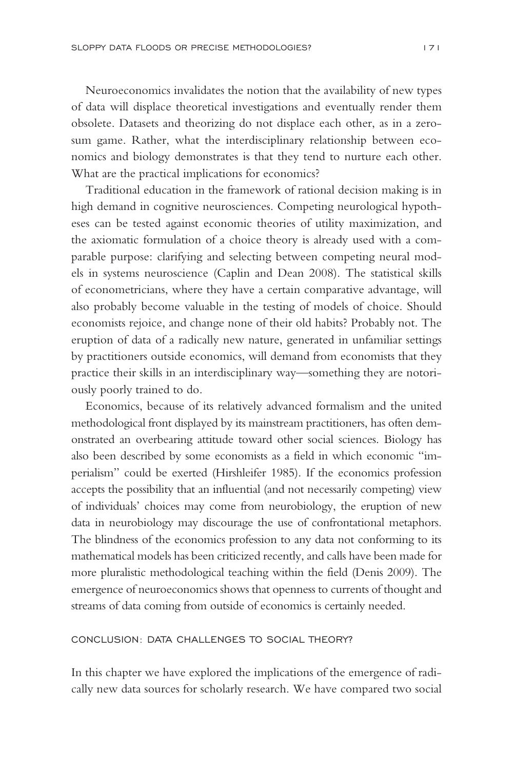Neuroeconomics invalidates the notion that the availability of new types of data will displace theoretical investigations and eventually render them obsolete. Datasets and theorizing do not displace each other, as in a zero-sum game. Rather, what the interdisciplinary relationship between economics and biology demonstrates is that they tend to nurture each other. What are the practical implications for economics?

Traditional education in the framework of rational decision making is in high demand in cognitive neurosciences. Competing neurological hypotheses can be tested against economic theories of utility maximization, and the axiomatic formulation of a choice theory is already used with a comparable purpose: clarifying and selecting between competing neural models in systems neuroscience (Caplin and Dean 2008). The statistical skills of econometricians, where they have a certain comparative advantage, will also probably become valuable in the testing of models of choice. Should economists rejoice, and change none of their old habits? Probably not. The eruption of data of a radically new nature, generated in unfamiliar settings by practitioners outside economics, will demand from economists that they practice their skills in an interdisciplinary way—something they are notoriously poorly trained to do.

Economics, because of its relatively advanced formalism and the united methodological front displayed by its mainstream practitioners, has often demonstrated an overbearing attitude toward other social sciences. Biology has also been described by some economists as a field in which economic "imperialism" could be exerted (Hirshleifer 1985). If the economics profession accepts the possibility that an influential (and not necessarily competing) view of individuals' choices may come from neurobiology, the eruption of new data in neurobiology may discourage the use of confrontational metaphors. The blindness of the economics profession to any data not conforming to its mathematical models has been criticized recently, and calls have been made for more pluralistic methodological teaching within the field (Denis 2009). The emergence of neuroeconomics shows that openness to currents of thought and streams of data coming from outside of economics is certainly needed.

## CONCLUSION: DATA CHALLENGES TO SOCIAL THEORY?

In this chapter we have explored the implications of the emergence of radically new data sources for scholarly research. We have compared two social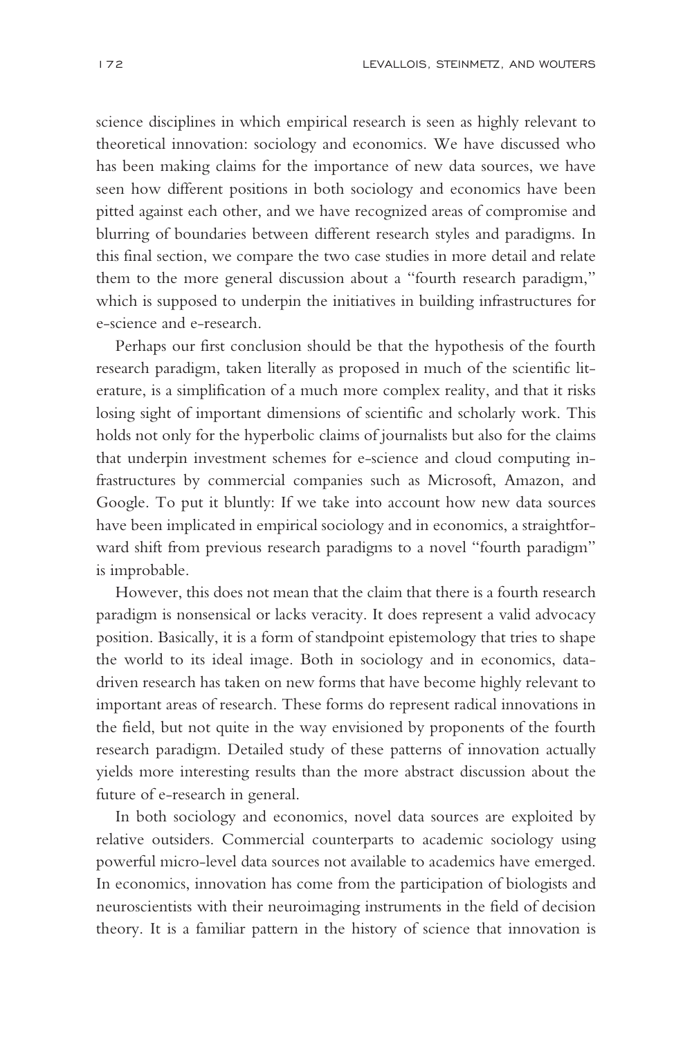science disciplines in which empirical research is seen as highly relevant to theoretical innovation: sociology and economics. We have discussed who has been making claims for the importance of new data sources, we have seen how different positions in both sociology and economics have been pitted against each other, and we have recognized areas of compromise and blurring of boundaries between different research styles and paradigms. In this final section, we compare the two case studies in more detail and relate them to the more general discussion about a "fourth research paradigm," which is supposed to underpin the initiatives in building infrastructures for e-science and e-research.

Perhaps our first conclusion should be that the hypothesis of the fourth research paradigm, taken literally as proposed in much of the scientific literature, is a simplification of a much more complex reality, and that it risks losing sight of important dimensions of scientific and scholarly work. This holds not only for the hyperbolic claims of journalists but also for the claims that underpin investment schemes for e-science and cloud computing infrastructures by commercial companies such as Microsoft, Amazon, and Google. To put it bluntly: If we take into account how new data sources have been implicated in empirical sociology and in economics, a straightforward shift from previous research paradigms to a novel "fourth paradigm" is improbable.

However, this does not mean that the claim that there is a fourth research paradigm is nonsensical or lacks veracity. It does represent a valid advocacy position. Basically, it is a form of standpoint epistemology that tries to shape the world to its ideal image. Both in sociology and in economics, data-driven research has taken on new forms that have become highly relevant to important areas of research. These forms do represent radical innovations in the field, but not quite in the way envisioned by proponents of the fourth research paradigm. Detailed study of these patterns of innovation actually yields more interesting results than the more abstract discussion about the future of e-research in general.

In both sociology and economics, novel data sources are exploited by relative outsiders. Commercial counterparts to academic sociology using powerful micro-level data sources not available to academics have emerged. In economics, innovation has come from the participation of biologists and neuroscientists with their neuroimaging instruments in the field of decision theory. It is a familiar pattern in the history of science that innovation is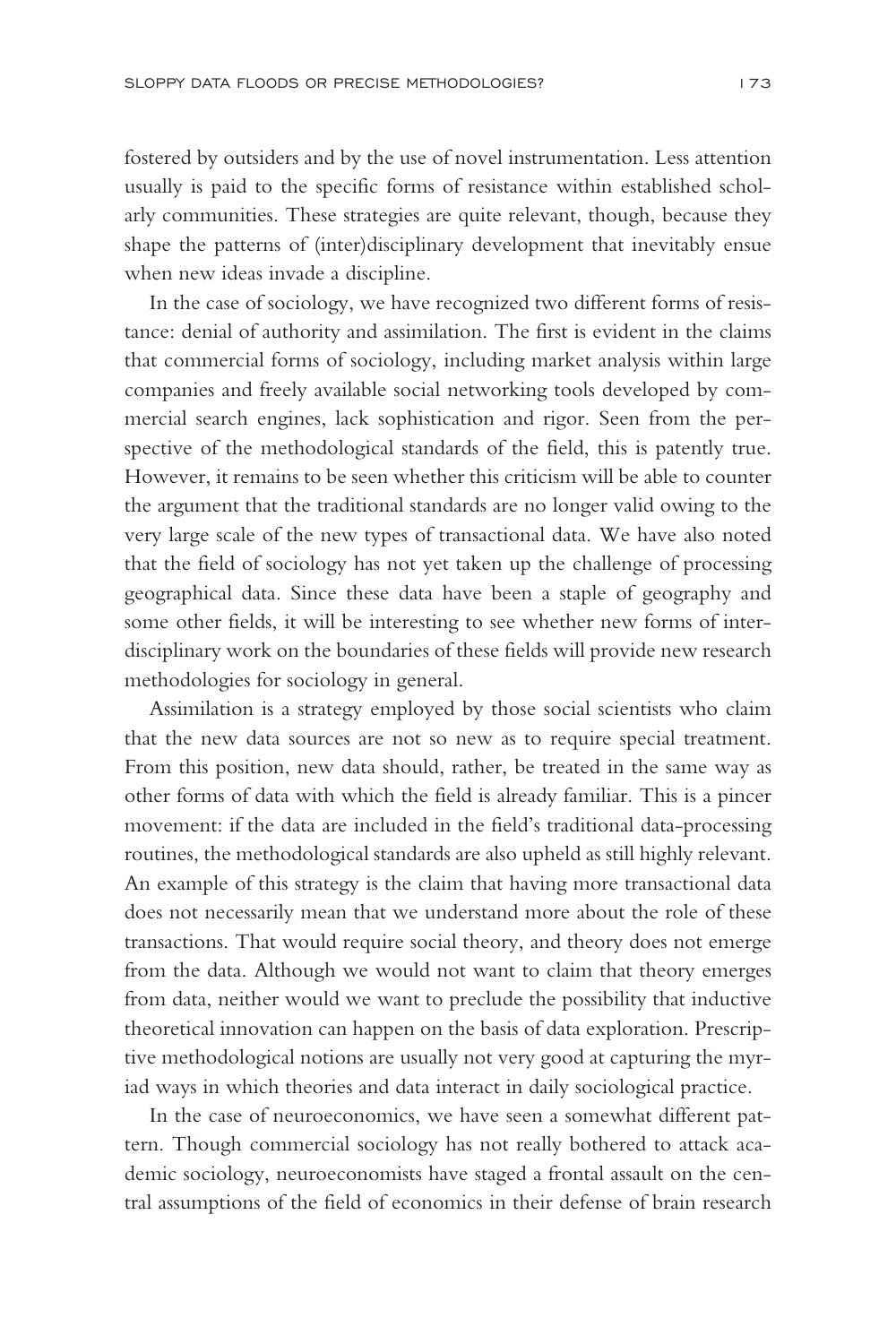fostered by outsiders and by the use of novel instrumentation. Less attention usually is paid to the specific forms of resistance within established scholarly communities. These strategies are quite relevant, though, because they shape the patterns of (inter)disciplinary development that inevitably ensue when new ideas invade a discipline.

In the case of sociology, we have recognized two different forms of resistance: denial of authority and assimilation. The first is evident in the claims that commercial forms of sociology, including market analysis within large companies and freely available social networking tools developed by commercial search engines, lack sophistication and rigor. Seen from the perspective of the methodological standards of the field, this is patently true. However, it remains to be seen whether this criticism will be able to counter the argument that the traditional standards are no longer valid owing to the very large scale of the new types of transactional data. We have also noted that the field of sociology has not yet taken up the challenge of processing geographical data. Since these data have been a staple of geography and some other fields, it will be interesting to see whether new forms of interdisciplinary work on the boundaries of these fields will provide new research methodologies for sociology in general.

Assimilation is a strategy employed by those social scientists who claim that the new data sources are not so new as to require special treatment. From this position, new data should, rather, be treated in the same way as other forms of data with which the field is already familiar. This is a pincer movement: if the data are included in the field's traditional data-processing routines, the methodological standards are also upheld as still highly relevant. An example of this strategy is the claim that having more transactional data does not necessarily mean that we understand more about the role of these transactions. That would require social theory, and theory does not emerge from the data. Although we would not want to claim that theory emerges from data, neither would we want to preclude the possibility that inductive theoretical innovation can happen on the basis of data exploration. Prescriptive methodological notions are usually not very good at capturing the myriad ways in which theories and data interact in daily sociological practice.

In the case of neuroeconomics, we have seen a somewhat different pattern. Though commercial sociology has not really bothered to attack academic sociology, neuroeconomists have staged a frontal assault on the central assumptions of the field of economics in their defense of brain research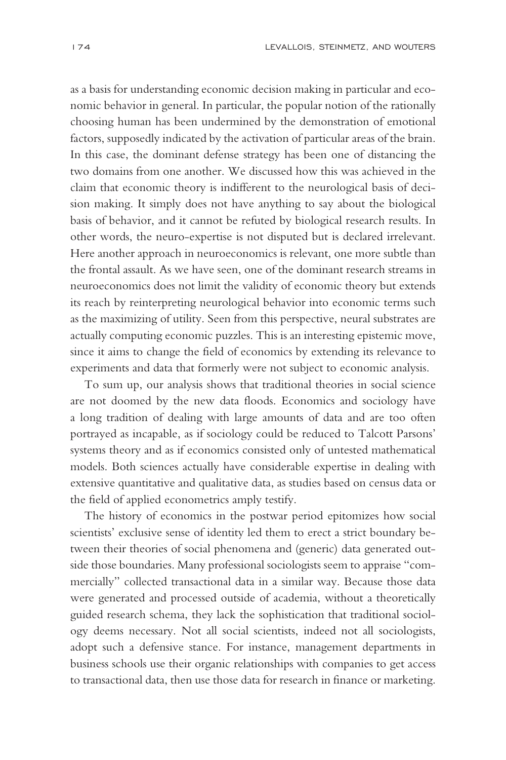as a basis for understanding economic decision making in particular and economic behavior in general. In particular, the popular notion of the rationally choosing human has been undermined by the demonstration of emotional factors, supposedly indicated by the activation of particular areas of the brain. In this case, the dominant defense strategy has been one of distancing the two domains from one another. We discussed how this was achieved in the claim that economic theory is indifferent to the neurological basis of decision making. It simply does not have anything to say about the biological basis of behavior, and it cannot be refuted by biological research results. In other words, the neuro-expertise is not disputed but is declared irrelevant. Here another approach in neuroeconomics is relevant, one more subtle than the frontal assault. As we have seen, one of the dominant research streams in neuroeconomics does not limit the validity of economic theory but extends its reach by reinterpreting neurological behavior into economic terms such as the maximizing of utility. Seen from this perspective, neural substrates are actually computing economic puzzles. This is an interesting epistemic move, since it aims to change the field of economics by extending its relevance to experiments and data that formerly were not subject to economic analysis.

To sum up, our analysis shows that traditional theories in social science are not doomed by the new data floods. Economics and sociology have a long tradition of dealing with large amounts of data and are too often portrayed as incapable, as if sociology could be reduced to Talcott Parsons' systems theory and as if economics consisted only of untested mathematical models. Both sciences actually have considerable expertise in dealing with extensive quantitative and qualitative data, as studies based on census data or the field of applied econometrics amply testify.

The history of economics in the postwar period epitomizes how social scientists' exclusive sense of identity led them to erect a strict boundary between their theories of social phenomena and (generic) data generated outside those boundaries. Many professional sociologists seem to appraise "commercially" collected transactional data in a similar way. Because those data were generated and processed outside of academia, without a theoretically guided research schema, they lack the sophistication that traditional sociology deems necessary. Not all social scientists, indeed not all sociologists, adopt such a defensive stance. For instance, management departments in business schools use their organic relationships with companies to get access to transactional data, then use those data for research in finance or marketing.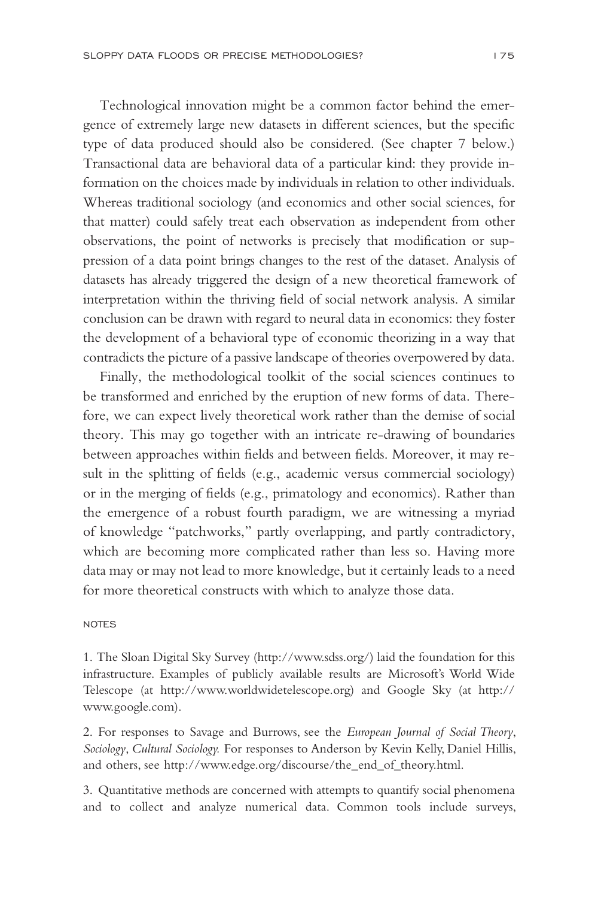Technological innovation might be a common factor behind the emergence of extremely large new datasets in different sciences, but the specific type of data produced should also be considered. (See chapter 7 below.) Transactional data are behavioral data of a particular kind: they provide information on the choices made by individuals in relation to other individuals. Whereas traditional sociology (and economics and other social sciences, for that matter) could safely treat each observation as independent from other observations, the point of networks is precisely that modification or suppression of a data point brings changes to the rest of the dataset. Analysis of datasets has already triggered the design of a new theoretical framework of interpretation within the thriving field of social network analysis. A similar conclusion can be drawn with regard to neural data in economics: they foster the development of a behavioral type of economic theorizing in a way that contradicts the picture of a passive landscape of theories overpowered by data.

Finally, the methodological toolkit of the social sciences continues to be transformed and enriched by the eruption of new forms of data. Therefore, we can expect lively theoretical work rather than the demise of social theory. This may go together with an intricate re-drawing of boundaries between approaches within fields and between fields. Moreover, it may result in the splitting of fields (e.g., academic versus commercial sociology) or in the merging of fields (e.g., primatology and economics). Rather than the emergence of a robust fourth paradigm, we are witnessing a myriad of knowledge "patchworks," partly overlapping, and partly contradictory, which are becoming more complicated rather than less so. Having more data may or may not lead to more knowledge, but it certainly leads to a need for more theoretical constructs with which to analyze those data.

## NOTES

1. The Sloan Digital Sky Survey (http://www.sdss.org/) laid the foundation for this infrastructure. Examples of publicly available results are Microsoft's World Wide Telescope (at http://www.worldwidetelescope.org) and Google Sky (at http://www.google.com).

2. For responses to Savage and Burrows, see the *European Journal of Social Theory*, *Sociology*, *Cultural Sociology.* For responses to Anderson by Kevin Kelly, Daniel Hillis, and others, see http://www.edge.org/discourse/the_end_of_theory.html.

3. Quantitative methods are concerned with attempts to quantify social phenomena and to collect and analyze numerical data. Common tools include surveys,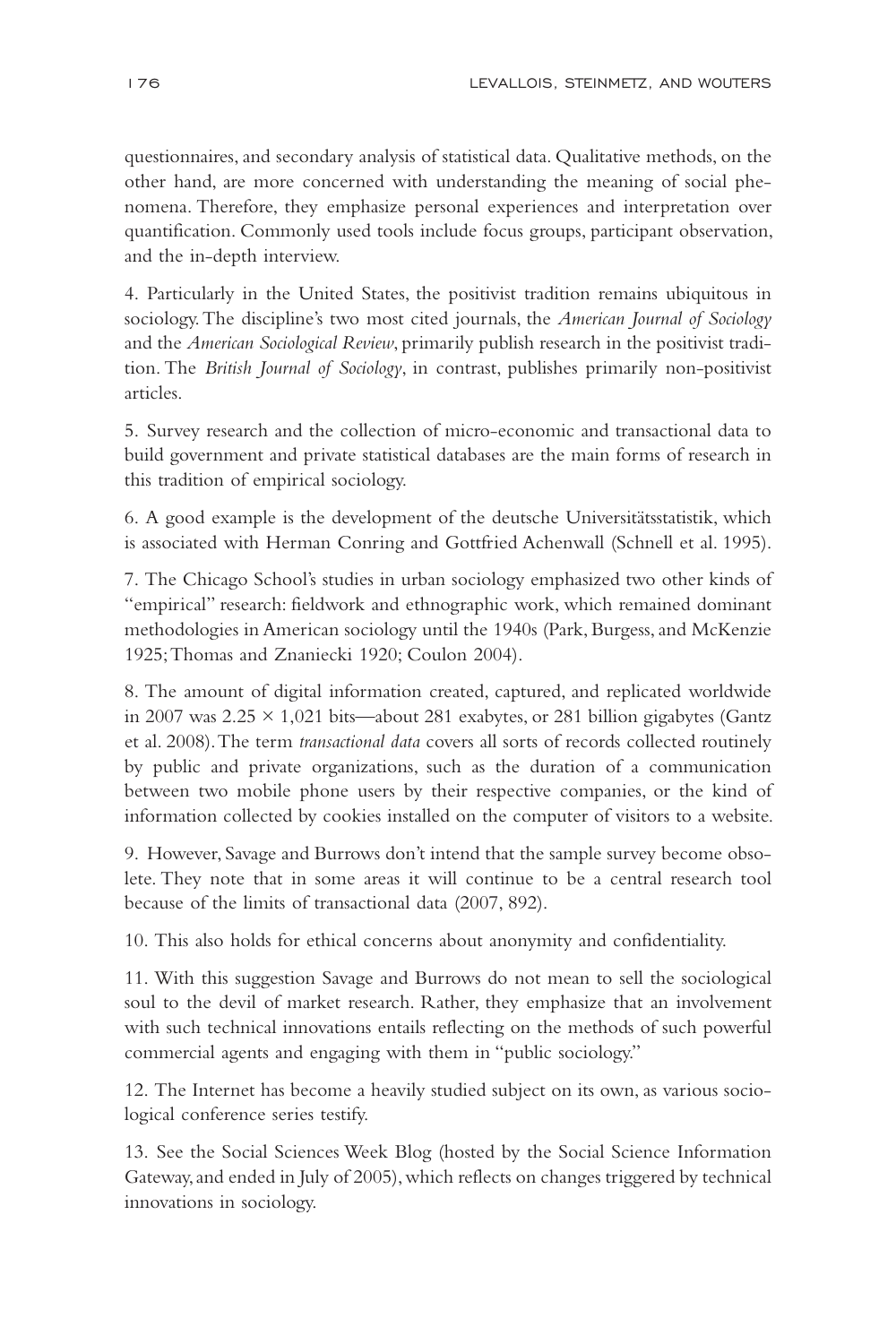questionnaires, and secondary analysis of statistical data. Qualitative methods, on the other hand, are more concerned with understanding the meaning of social phenomena. Therefore, they emphasize personal experiences and interpretation over quantification. Commonly used tools include focus groups, participant observation, and the in-depth interview.

4. Particularly in the United States, the positivist tradition remains ubiquitous in sociology. The discipline's two most cited journals, the *American Journal of Sociology* and the *American Sociological Review*, primarily publish research in the positivist tradition. The *British Journal of Sociology*, in contrast, publishes primarily non-positivist articles.

5. Survey research and the collection of micro-economic and transactional data to build government and private statistical databases are the main forms of research in this tradition of empirical sociology.

6. A good example is the development of the deutsche Universitätsstatistik, which is associated with Herman Conring and Gottfried Achenwall (Schnell et al. 1995).

7. The Chicago School's studies in urban sociology emphasized two other kinds of "empirical" research: fieldwork and ethnographic work, which remained dominant methodologies in American sociology until the 1940s (Park, Burgess, and McKenzie 1925; Thomas and Znaniecki 1920; Coulon 2004).

8. The amount of digital information created, captured, and replicated worldwide in 2007 was $2.25 \times 1{,}021$ bits—about 281 exabytes, or 281 billion gigabytes (Gantz et al. 2008). The term *transactional data* covers all sorts of records collected routinely by public and private organizations, such as the duration of a communication between two mobile phone users by their respective companies, or the kind of information collected by cookies installed on the computer of visitors to a website.

9. However, Savage and Burrows don't intend that the sample survey become obsolete. They note that in some areas it will continue to be a central research tool because of the limits of transactional data (2007, 892).

10. This also holds for ethical concerns about anonymity and confidentiality.

11. With this suggestion Savage and Burrows do not mean to sell the sociological soul to the devil of market research. Rather, they emphasize that an involvement with such technical innovations entails reflecting on the methods of such powerful commercial agents and engaging with them in "public sociology."

12. The Internet has become a heavily studied subject on its own, as various sociological conference series testify.

13. See the Social Sciences Week Blog (hosted by the Social Science Information Gateway, and ended in July of 2005), which reflects on changes triggered by technical innovations in sociology.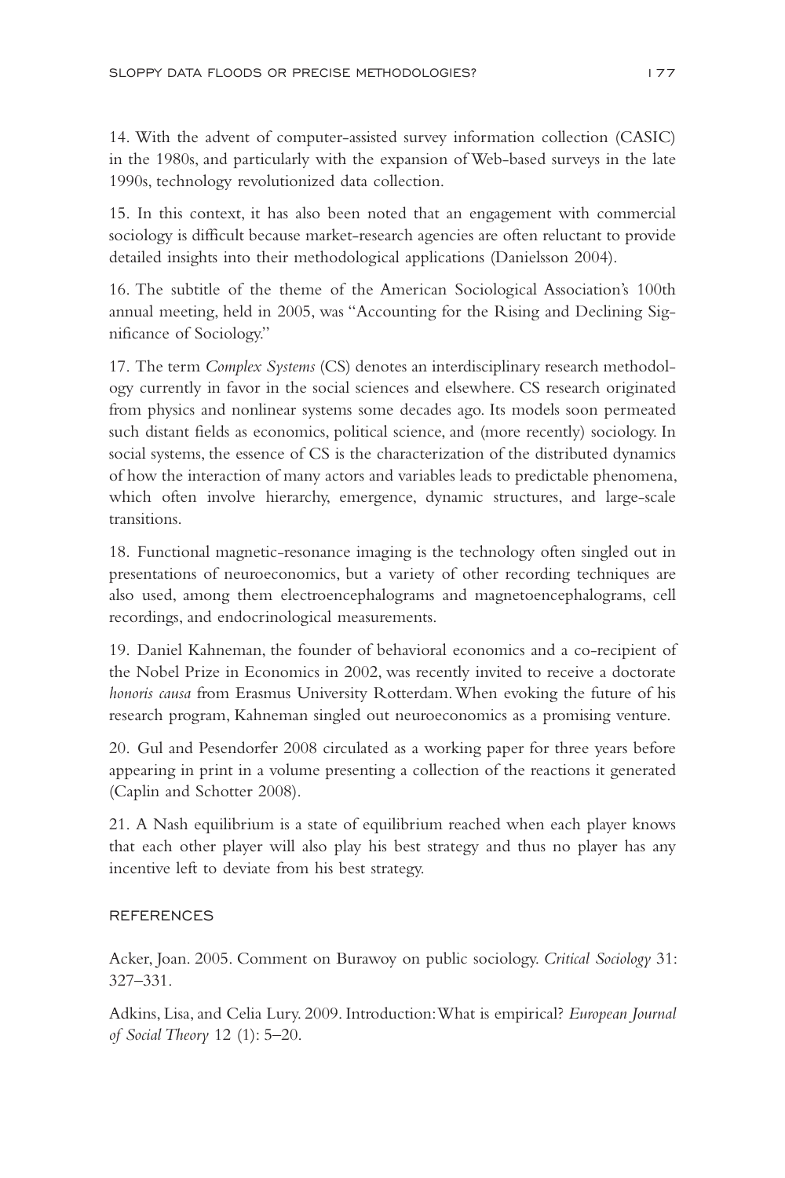14. With the advent of computer-assisted survey information collection (CASIC) in the 1980s, and particularly with the expansion of Web-based surveys in the late 1990s, technology revolutionized data collection.

15. In this context, it has also been noted that an engagement with commercial sociology is difficult because market-research agencies are often reluctant to provide detailed insights into their methodological applications (Danielsson 2004).

16. The subtitle of the theme of the American Sociological Association's 100th annual meeting, held in 2005, was "Accounting for the Rising and Declining Significance of Sociology."

17. The term *Complex Systems* (CS) denotes an interdisciplinary research methodology currently in favor in the social sciences and elsewhere. CS research originated from physics and nonlinear systems some decades ago. Its models soon permeated such distant fields as economics, political science, and (more recently) sociology. In social systems, the essence of CS is the characterization of the distributed dynamics of how the interaction of many actors and variables leads to predictable phenomena, which often involve hierarchy, emergence, dynamic structures, and large-scale transitions.

18. Functional magnetic-resonance imaging is the technology often singled out in presentations of neuroeconomics, but a variety of other recording techniques are also used, among them electroencephalograms and magnetoencephalograms, cell recordings, and endocrinological measurements.

19. Daniel Kahneman, the founder of behavioral economics and a co-recipient of the Nobel Prize in Economics in 2002, was recently invited to receive a doctorate *honoris causa* from Erasmus University Rotterdam. When evoking the future of his research program, Kahneman singled out neuroeconomics as a promising venture.

20. Gul and Pesendorfer 2008 circulated as a working paper for three years before appearing in print in a volume presenting a collection of the reactions it generated (Caplin and Schotter 2008).

21. A Nash equilibrium is a state of equilibrium reached when each player knows that each other player will also play his best strategy and thus no player has any incentive left to deviate from his best strategy.

## REFERENCES

Acker, Joan. 2005. Comment on Burawoy on public sociology. *Critical Sociology* 31: 327–331.

Adkins, Lisa, and Celia Lury. 2009. Introduction: What is empirical? *European Journal of Social Theory* 12 (1): 5–20.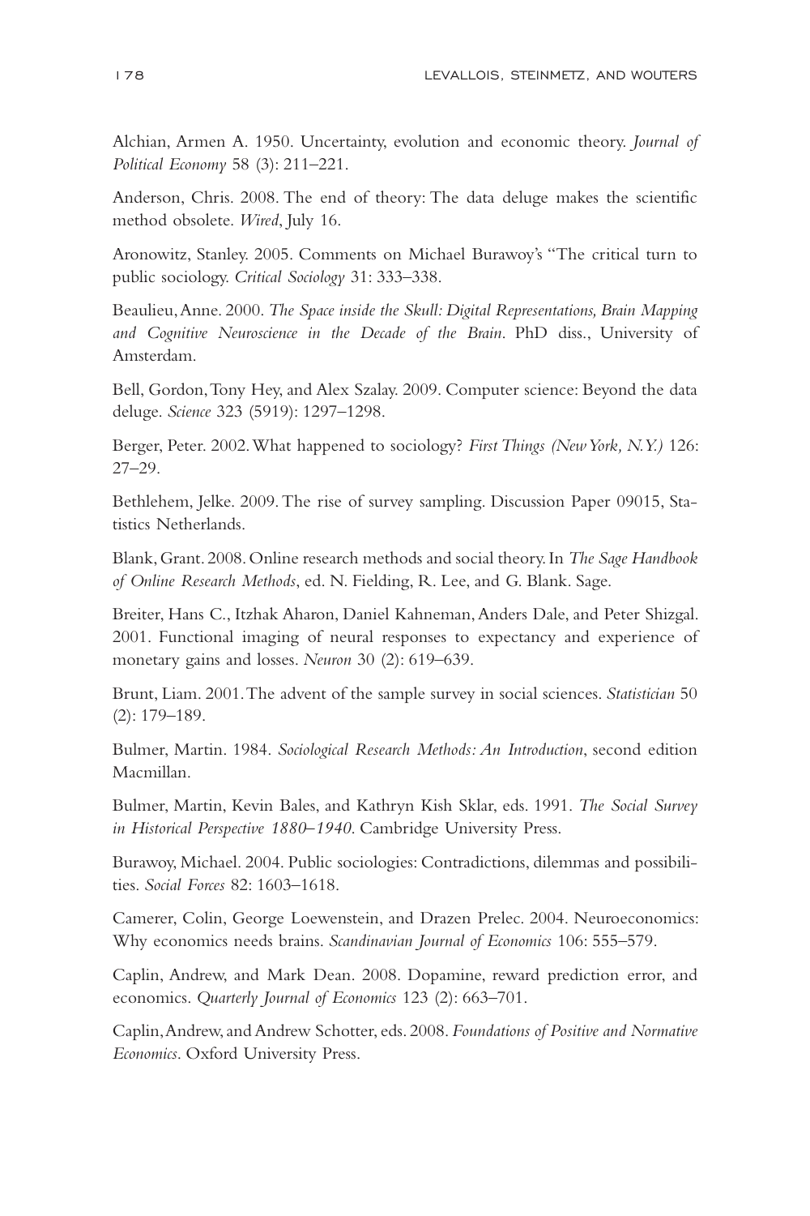Alchian, Armen A. 1950. Uncertainty, evolution and economic theory. *Journal of Political Economy* 58 (3): 211–221.

Anderson, Chris. 2008. The end of theory: The data deluge makes the scientific method obsolete. *Wired*, July 16.

Aronowitz, Stanley. 2005. Comments on Michael Burawoy's "The critical turn to public sociology. *Critical Sociology* 31: 333–338.

Beaulieu, Anne. 2000. *The Space inside the Skull: Digital Representations, Brain Mapping and Cognitive Neuroscience in the Decade of the Brain*. PhD diss., University of Amsterdam.

Bell, Gordon, Tony Hey, and Alex Szalay. 2009. Computer science: Beyond the data deluge. *Science* 323 (5919): 1297–1298.

Berger, Peter. 2002. What happened to sociology? *First Things (New York, N.Y.)* 126: 27–29.

Bethlehem, Jelke. 2009. The rise of survey sampling. Discussion Paper 09015, Statistics Netherlands.

Blank, Grant. 2008. Online research methods and social theory. In *The Sage Handbook of Online Research Methods*, ed. N. Fielding, R. Lee, and G. Blank. Sage.

Breiter, Hans C., Itzhak Aharon, Daniel Kahneman, Anders Dale, and Peter Shizgal. 2001. Functional imaging of neural responses to expectancy and experience of monetary gains and losses. *Neuron* 30 (2): 619–639.

Brunt, Liam. 2001. The advent of the sample survey in social sciences. *Statistician* 50 (2): 179–189.

Bulmer, Martin. 1984. *Sociological Research Methods: An Introduction*, second edition Macmillan.

Bulmer, Martin, Kevin Bales, and Kathryn Kish Sklar, eds. 1991. *The Social Survey in Historical Perspective 1880–1940*. Cambridge University Press.

Burawoy, Michael. 2004. Public sociologies: Contradictions, dilemmas and possibilities. *Social Forces* 82: 1603–1618.

Camerer, Colin, George Loewenstein, and Drazen Prelec. 2004. Neuroeconomics: Why economics needs brains. *Scandinavian Journal of Economics* 106: 555–579.

Caplin, Andrew, and Mark Dean. 2008. Dopamine, reward prediction error, and economics. *Quarterly Journal of Economics* 123 (2): 663–701.

Caplin, Andrew, and Andrew Schotter, eds. 2008. *Foundations of Positive and Normative Economics*. Oxford University Press.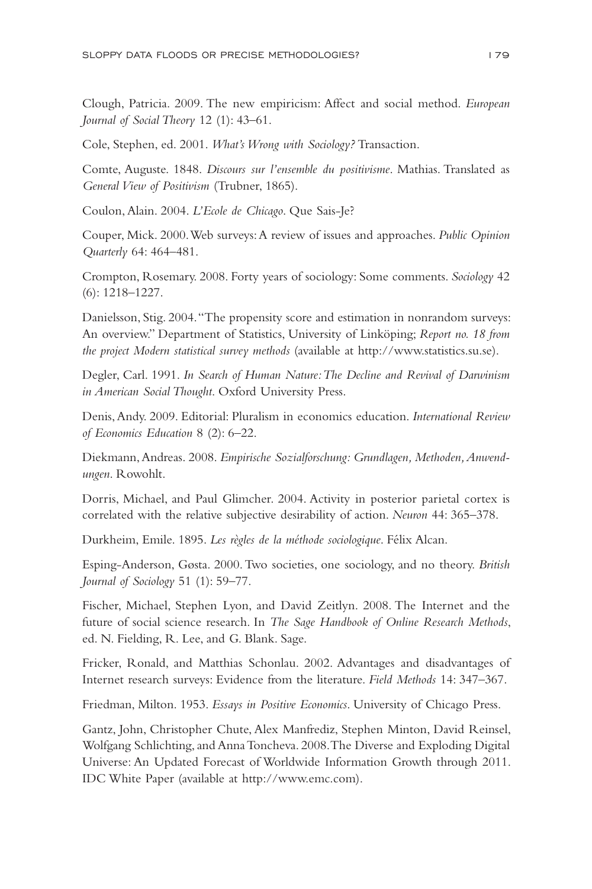Clough, Patricia. 2009. The new empiricism: Affect and social method. *European Journal of Social Theory* 12 (1): 43–61.

Cole, Stephen, ed. 2001. *What's Wrong with Sociology?* Transaction.

Comte, Auguste. 1848. *Discours sur l'ensemble du positivisme*. Mathias. Translated as *General View of Positivism* (Trubner, 1865).

Coulon, Alain. 2004. *L'Ecole de Chicago*. Que Sais-Je?

Couper, Mick. 2000. Web surveys: A review of issues and approaches. *Public Opinion Quarterly* 64: 464–481.

Crompton, Rosemary. 2008. Forty years of sociology: Some comments. *Sociology* 42 (6): 1218–1227.

Danielsson, Stig. 2004. "The propensity score and estimation in nonrandom surveys: An overview." Department of Statistics, University of Linköping; *Report no. 18 from the project Modern statistical survey methods* (available at http://www.statistics.su.se).

Degler, Carl. 1991. *In Search of Human Nature: The Decline and Revival of Darwinism in American Social Thought*. Oxford University Press.

Denis, Andy. 2009. Editorial: Pluralism in economics education. *International Review of Economics Education* 8 (2): 6–22.

Diekmann, Andreas. 2008. *Empirische Sozialforschung: Grundlagen, Methoden, Anwendungen*. Rowohlt.

Dorris, Michael, and Paul Glimcher. 2004. Activity in posterior parietal cortex is correlated with the relative subjective desirability of action. *Neuron* 44: 365–378.

Durkheim, Emile. 1895. *Les règles de la méthode sociologique*. Félix Alcan.

Esping-Anderson, Gøsta. 2000. Two societies, one sociology, and no theory. *British Journal of Sociology* 51 (1): 59–77.

Fischer, Michael, Stephen Lyon, and David Zeitlyn. 2008. The Internet and the future of social science research. In *The Sage Handbook of Online Research Methods*, ed. N. Fielding, R. Lee, and G. Blank. Sage.

Fricker, Ronald, and Matthias Schonlau. 2002. Advantages and disadvantages of Internet research surveys: Evidence from the literature. *Field Methods* 14: 347–367.

Friedman, Milton. 1953. *Essays in Positive Economics*. University of Chicago Press.

Gantz, John, Christopher Chute, Alex Manfrediz, Stephen Minton, David Reinsel, Wolfgang Schlichting, and Anna Toncheva. 2008. The Diverse and Exploding Digital Universe: An Updated Forecast of Worldwide Information Growth through 2011. IDC White Paper (available at http://www.emc.com).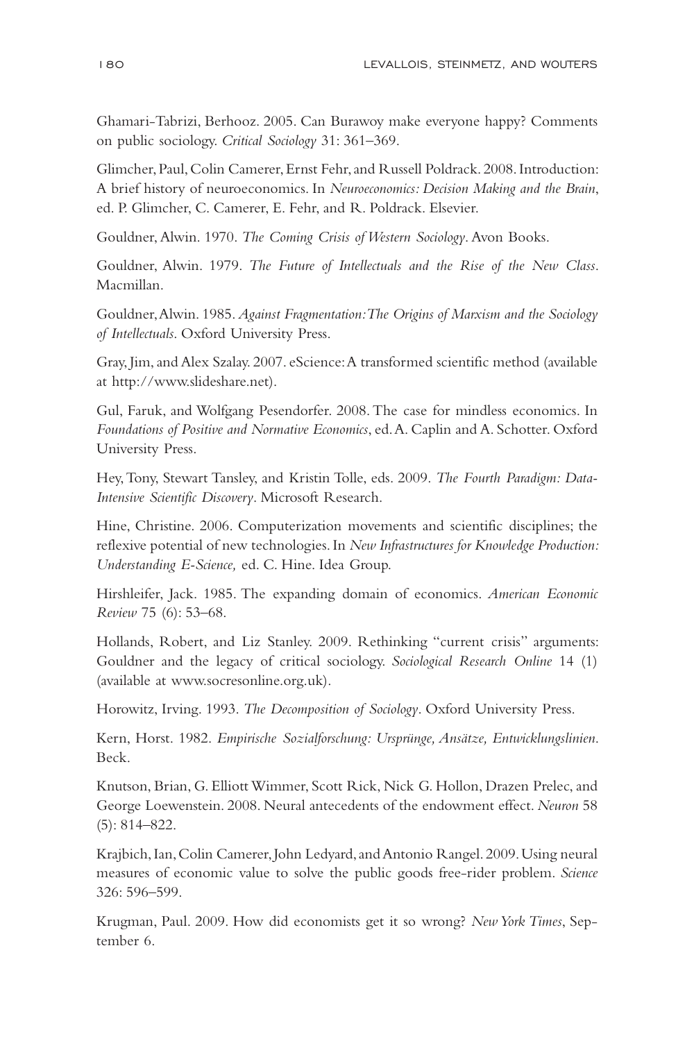Ghamari-Tabrizi, Berhooz. 2005. Can Burawoy make everyone happy? Comments on public sociology. *Critical Sociology* 31: 361–369.

Glimcher, Paul, Colin Camerer, Ernst Fehr, and Russell Poldrack. 2008. Introduction: A brief history of neuroeconomics. In *Neuroeconomics: Decision Making and the Brain*, ed. P. Glimcher, C. Camerer, E. Fehr, and R. Poldrack. Elsevier.

Gouldner, Alwin. 1970. *The Coming Crisis of Western Sociology*. Avon Books.

Gouldner, Alwin. 1979. *The Future of Intellectuals and the Rise of the New Class*. Macmillan.

Gouldner, Alwin. 1985. *Against Fragmentation: The Origins of Marxism and the Sociology of Intellectuals*. Oxford University Press.

Gray, Jim, and Alex Szalay. 2007. eScience: A transformed scientific method (available at http://www.slideshare.net).

Gul, Faruk, and Wolfgang Pesendorfer. 2008. The case for mindless economics. In *Foundations of Positive and Normative Economics*, ed. A. Caplin and A. Schotter. Oxford University Press.

Hey, Tony, Stewart Tansley, and Kristin Tolle, eds. 2009. *The Fourth Paradigm: Data-Intensive Scientific Discovery*. Microsoft Research.

Hine, Christine. 2006. Computerization movements and scientific disciplines; the reflexive potential of new technologies. In *New Infrastructures for Knowledge Production: Understanding E-Science,* ed. C. Hine. Idea Group.

Hirshleifer, Jack. 1985. The expanding domain of economics. *American Economic Review* 75 (6): 53–68.

Hollands, Robert, and Liz Stanley. 2009. Rethinking "current crisis" arguments: Gouldner and the legacy of critical sociology. *Sociological Research Online* 14 (1) (available at www.socresonline.org.uk).

Horowitz, Irving. 1993. *The Decomposition of Sociology*. Oxford University Press.

Kern, Horst. 1982. *Empirische Sozialforschung: Ursprünge, Ansätze, Entwicklungslinien*. Beck.

Knutson, Brian, G. Elliott Wimmer, Scott Rick, Nick G. Hollon, Drazen Prelec, and George Loewenstein. 2008. Neural antecedents of the endowment effect. *Neuron* 58 (5): 814–822.

Krajbich, Ian, Colin Camerer, John Ledyard, and Antonio Rangel. 2009. Using neural measures of economic value to solve the public goods free-rider problem. *Science* 326: 596–599.

Krugman, Paul. 2009. How did economists get it so wrong? *New York Times*, September 6.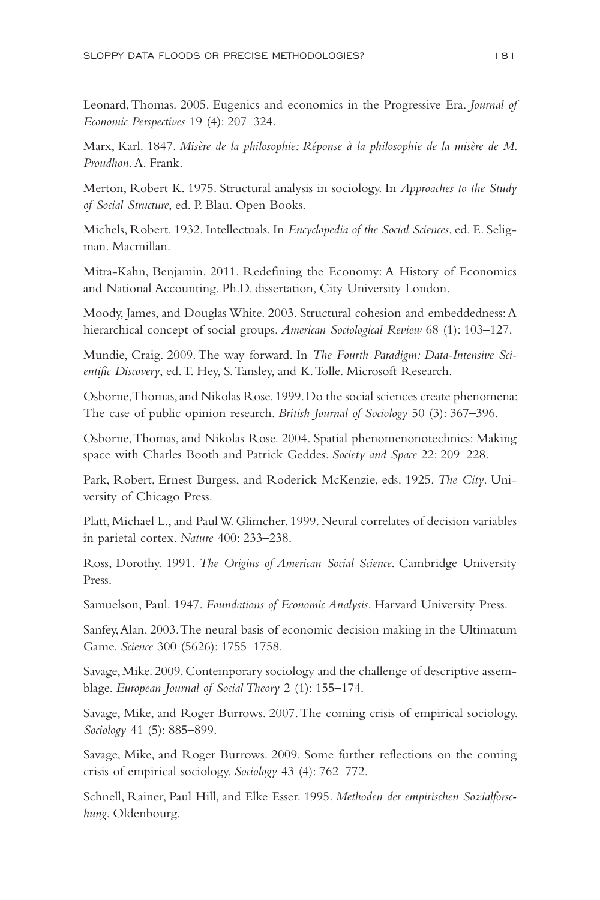Leonard, Thomas. 2005. Eugenics and economics in the Progressive Era. *Journal of Economic Perspectives* 19 (4): 207–324.

Marx, Karl. 1847. *Misère de la philosophie: Réponse à la philosophie de la misère de M. Proudhon*. A. Frank.

Merton, Robert K. 1975. Structural analysis in sociology. In *Approaches to the Study of Social Structure*, ed. P. Blau. Open Books.

Michels, Robert. 1932. Intellectuals. In *Encyclopedia of the Social Sciences*, ed. E. Seligman. Macmillan.

Mitra-Kahn, Benjamin. 2011. Redefining the Economy: A History of Economics and National Accounting. Ph.D. dissertation, City University London.

Moody, James, and Douglas White. 2003. Structural cohesion and embeddedness: A hierarchical concept of social groups. *American Sociological Review* 68 (1): 103–127.

Mundie, Craig. 2009. The way forward. In *The Fourth Paradigm: Data-Intensive Scientific Discovery*, ed. T. Hey, S. Tansley, and K. Tolle. Microsoft Research.

Osborne, Thomas, and Nikolas Rose. 1999. Do the social sciences create phenomena: The case of public opinion research. *British Journal of Sociology* 50 (3): 367–396.

Osborne, Thomas, and Nikolas Rose. 2004. Spatial phenomenonotechnics: Making space with Charles Booth and Patrick Geddes. *Society and Space* 22: 209–228.

Park, Robert, Ernest Burgess, and Roderick McKenzie, eds. 1925. *The City*. University of Chicago Press.

Platt, Michael L., and Paul W. Glimcher. 1999. Neural correlates of decision variables in parietal cortex. *Nature* 400: 233–238.

Ross, Dorothy. 1991. *The Origins of American Social Science*. Cambridge University Press.

Samuelson, Paul. 1947. *Foundations of Economic Analysis*. Harvard University Press.

Sanfey, Alan. 2003. The neural basis of economic decision making in the Ultimatum Game. *Science* 300 (5626): 1755–1758.

Savage, Mike. 2009. Contemporary sociology and the challenge of descriptive assemblage. *European Journal of Social Theory* 2 (1): 155–174.

Savage, Mike, and Roger Burrows. 2007. The coming crisis of empirical sociology. *Sociology* 41 (5): 885–899.

Savage, Mike, and Roger Burrows. 2009. Some further reflections on the coming crisis of empirical sociology. *Sociology* 43 (4): 762–772.

Schnell, Rainer, Paul Hill, and Elke Esser. 1995. *Methoden der empirischen Sozialforschung*. Oldenbourg.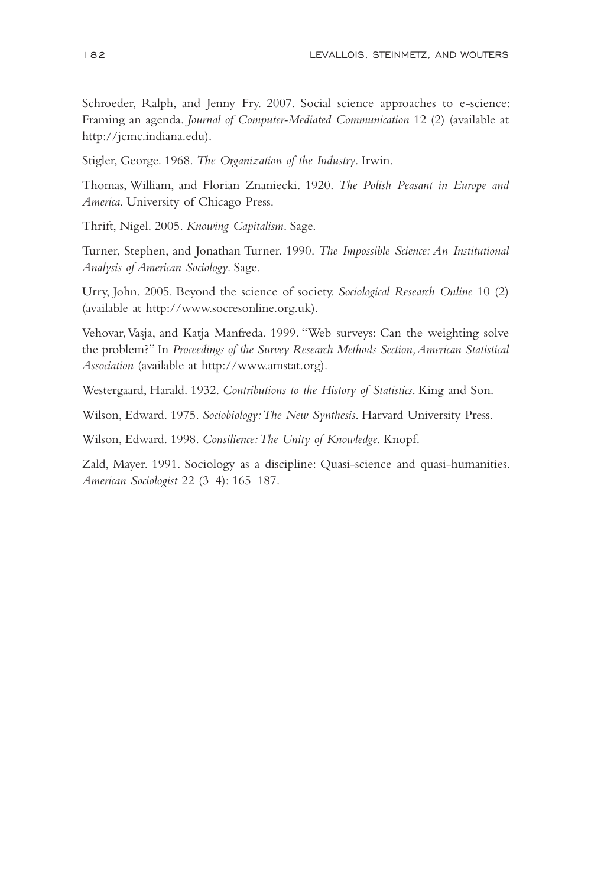Schroeder, Ralph, and Jenny Fry. 2007. Social science approaches to e-science: Framing an agenda. *Journal of Computer-Mediated Communication* 12 (2) (available at http://jcmc.indiana.edu).

Stigler, George. 1968. *The Organization of the Industry*. Irwin.

Thomas, William, and Florian Znaniecki. 1920. *The Polish Peasant in Europe and America*. University of Chicago Press.

Thrift, Nigel. 2005. *Knowing Capitalism*. Sage.

Turner, Stephen, and Jonathan Turner. 1990. *The Impossible Science: An Institutional Analysis of American Sociology*. Sage.

Urry, John. 2005. Beyond the science of society. *Sociological Research Online* 10 (2) (available at http://www.socresonline.org.uk).

Vehovar, Vasja, and Katja Manfreda. 1999. "Web surveys: Can the weighting solve the problem?" In *Proceedings of the Survey Research Methods Section, American Statistical Association* (available at http://www.amstat.org).

Westergaard, Harald. 1932. *Contributions to the History of Statistics*. King and Son.

Wilson, Edward. 1975. *Sociobiology: The New Synthesis*. Harvard University Press.

Wilson, Edward. 1998. *Consilience: The Unity of Knowledge*. Knopf.

Zald, Mayer. 1991. Sociology as a discipline: Quasi-science and quasi-humanities. *American Sociologist* 22 (3–4): 165–187.